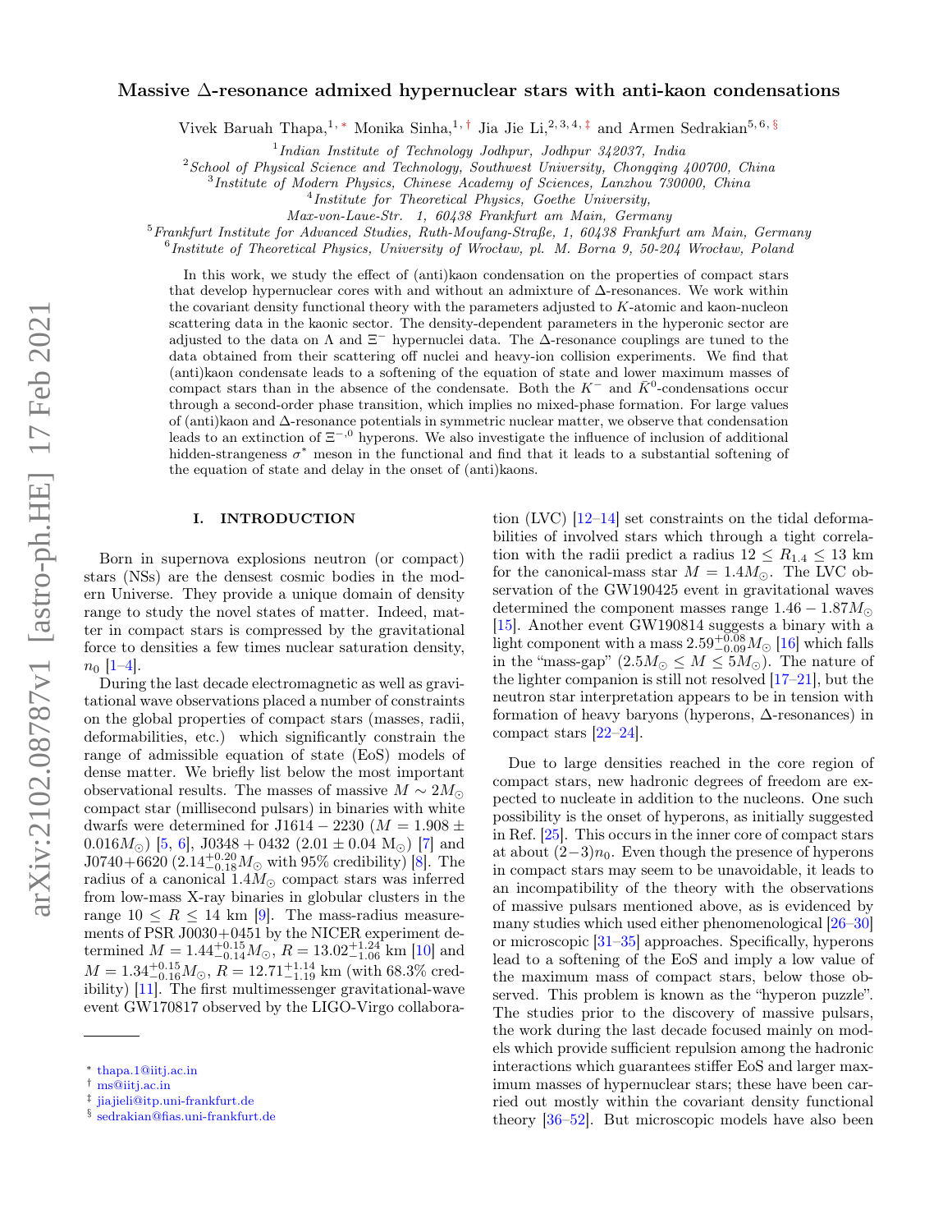# Massive Δ-resonance admixed hypernuclear stars with anti-kaon condensations

Vivek Baruah Thapa,[1,*] Monika Sinha,[1,†] Jia Jie Li,[2,3,4,‡] and Armen Sedrakian[5,6,§]

[1] *Indian Institute of Technology Jodhpur, Jodhpur 342037, India*
[2] *School of Physical Science and Technology, Southwest University, Chongqing 400700, China*
[3] *Institute of Modern Physics, Chinese Academy of Sciences, Lanzhou 730000, China*
[4] *Institute for Theoretical Physics, Goethe University, Max-von-Laue-Str. 1, 60438 Frankfurt am Main, Germany*
[5] *Frankfurt Institute for Advanced Studies, Ruth-Moufang-Straße, 1, 60438 Frankfurt am Main, Germany*
[6] *Institute of Theoretical Physics, University of Wrocław, pl. M. Borna 9, 50-204 Wrocław, Poland*

In this work, we study the effect of (anti)kaon condensation on the properties of compact stars that develop hypernuclear cores with and without an admixture of Δ-resonances. We work within the covariant density functional theory with the parameters adjusted to $K$-atomic and kaon-nucleon scattering data in the kaonic sector. The density-dependent parameters in the hyperonic sector are adjusted to the data on Λ and $\Xi^-$ hypernuclei data. The Δ-resonance couplings are tuned to the data obtained from their scattering off nuclei and heavy-ion collision experiments. We find that (anti)kaon condensate leads to a softening of the equation of state and lower maximum masses of compact stars than in the absence of the condensate. Both the $K^-$ and $\bar{K}^0$-condensations occur through a second-order phase transition, which implies no mixed-phase formation. For large values of (anti)kaon and Δ-resonance potentials in symmetric nuclear matter, we observe that condensation leads to an extinction of $\Xi^{-,0}$ hyperons. We also investigate the influence of inclusion of additional hidden-strangeness $\sigma^*$ meson in the functional and find that it leads to a substantial softening of the equation of state and delay in the onset of (anti)kaons.

## I. INTRODUCTION

Born in supernova explosions neutron (or compact) stars (NSs) are the densest cosmic bodies in the modern Universe. They provide a unique domain of density range to study the novel states of matter. Indeed, matter in compact stars is compressed by the gravitational force to densities a few times nuclear saturation density, $n_0$ [1–4].

During the last decade electromagnetic as well as gravitational wave observations placed a number of constraints on the global properties of compact stars (masses, radii, deformabilities, etc.) which significantly constrain the range of admissible equation of state (EoS) models of dense matter. We briefly list below the most important observational results. The masses of massive $M \sim 2M_\odot$ compact star (millisecond pulsars) in binaries with white dwarfs were determined for J1614 − 2230 ($M = 1.908 \pm 0.016 M_\odot$) [5, 6], J0348 + 0432 ($2.01 \pm 0.04$ M$_\odot$) [7] and J0740+6620 ($2.14^{+0.20}_{-0.18} M_\odot$ with 95% credibility) [8]. The radius of a canonical $1.4M_\odot$ compact stars was inferred from low-mass X-ray binaries in globular clusters in the range $10 \leq R \leq 14$ km [9]. The mass-radius measurements of PSR J0030+0451 by the NICER experiment determined $M = 1.44^{+0.15}_{-0.14} M_\odot$, $R = 13.02^{+1.24}_{-1.06}$ km [10] and $M = 1.34^{+0.15}_{-0.16} M_\odot$, $R = 12.71^{+1.14}_{-1.19}$ km (with 68.3% credibility) [11]. The first multimessenger gravitational-wave event GW170817 observed by the LIGO-Virgo collaboration (LVC) [12–14] set constraints on the tidal deformabilities of involved stars which through a tight correlation with the radii predict a radius $12 \leq R_{1.4} \leq 13$ km for the canonical-mass star $M = 1.4M_\odot$. The LVC observation of the GW190425 event in gravitational waves determined the component masses range $1.46 - 1.87 M_\odot$ [15]. Another event GW190814 suggests a binary with a light component with a mass $2.59^{+0.08}_{-0.09} M_\odot$ [16] which falls in the "mass-gap" ($2.5 M_\odot \leq M \leq 5 M_\odot$). The nature of the lighter companion is still not resolved [17–21], but the neutron star interpretation appears to be in tension with formation of heavy baryons (hyperons, Δ-resonances) in compact stars [22–24].

Due to large densities reached in the core region of compact stars, new hadronic degrees of freedom are expected to nucleate in addition to the nucleons. One such possibility is the onset of hyperons, as initially suggested in Ref. [25]. This occurs in the inner core of compact stars at about $(2-3)n_0$. Even though the presence of hyperons in compact stars may seem to be unavoidable, it leads to an incompatibility of the theory with the observations of massive pulsars mentioned above, as is evidenced by many studies which used either phenomenological [26–30] or microscopic [31–35] approaches. Specifically, hyperons lead to a softening of the EoS and imply a low value of the maximum mass of compact stars, below those observed. This problem is known as the "hyperon puzzle". The studies prior to the discovery of massive pulsars, the work during the last decade focused mainly on models which provide sufficient repulsion among the hadronic interactions which guarantees stiffer EoS and larger maximum masses of hypernuclear stars; these have been carried out mostly within the covariant density functional theory [36–52]. But microscopic models have also been

* thapa.1@iitj.ac.in
† ms@iitj.ac.in
‡ jiajieli@itp.uni-frankfurt.de
§ sedrakian@fias.uni-frankfurt.de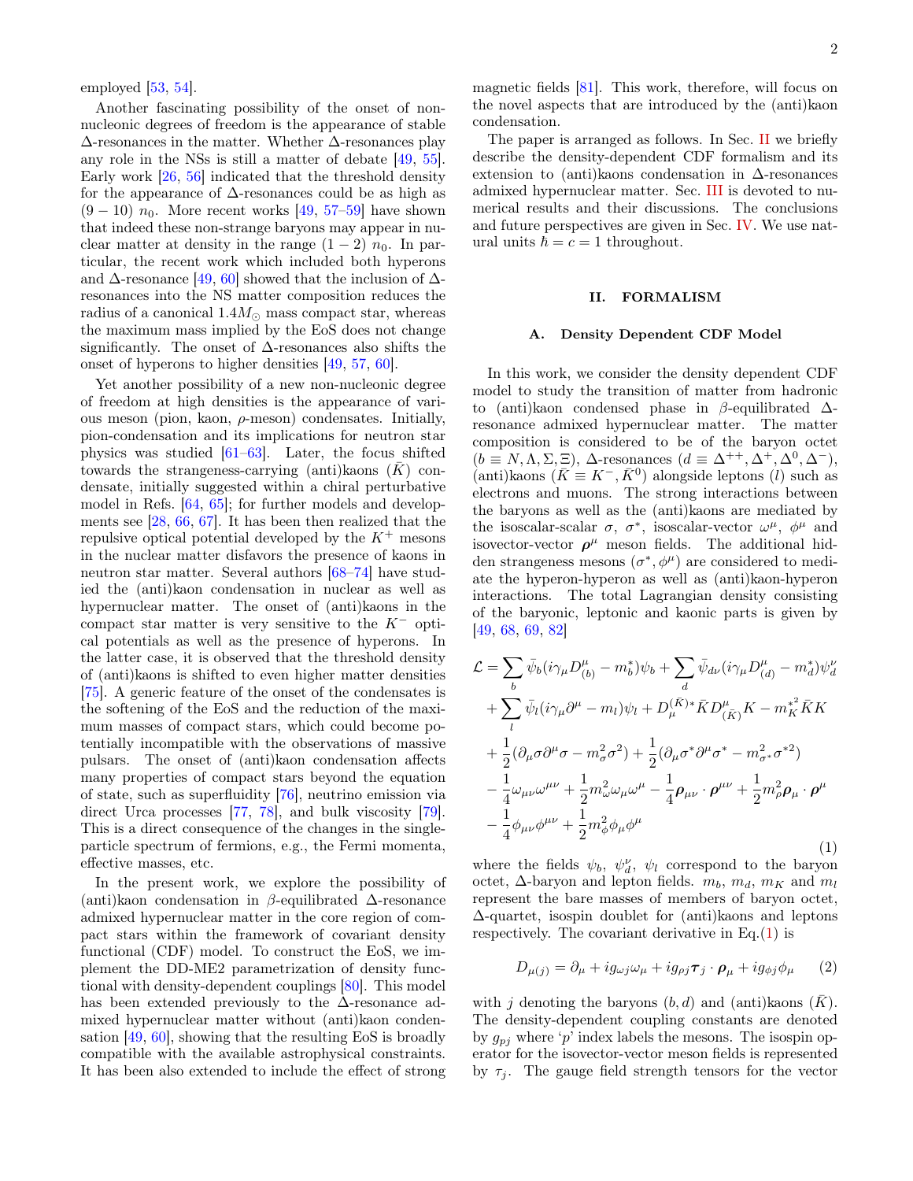employed [53, 54].

Another fascinating possibility of the onset of non-nucleonic degrees of freedom is the appearance of stable Δ-resonances in the matter. Whether Δ-resonances play any role in the NSs is still a matter of debate [49, 55]. Early work [26, 56] indicated that the threshold density for the appearance of Δ-resonances could be as high as $(9-10)\ n_0$. More recent works [49, 57–59] have shown that indeed these non-strange baryons may appear in nuclear matter at density in the range $(1-2)\ n_0$. In particular, the recent work which included both hyperons and Δ-resonance [49, 60] showed that the inclusion of Δ-resonances into the NS matter composition reduces the radius of a canonical $1.4M_\odot$ mass compact star, whereas the maximum mass implied by the EoS does not change significantly. The onset of Δ-resonances also shifts the onset of hyperons to higher densities [49, 57, 60].

Yet another possibility of a new non-nucleonic degree of freedom at high densities is the appearance of various meson (pion, kaon, ρ-meson) condensates. Initially, pion-condensation and its implications for neutron star physics was studied [61–63]. Later, the focus shifted towards the strangeness-carrying (anti)kaons ($\bar{K}$) condensate, initially suggested within a chiral perturbative model in Refs. [64, 65]; for further models and developments see [28, 66, 67]. It has been then realized that the repulsive optical potential developed by the $K^+$ mesons in the nuclear matter disfavors the presence of kaons in neutron star matter. Several authors [68–74] have studied the (anti)kaon condensation in nuclear as well as hypernuclear matter. The onset of (anti)kaons in the compact star matter is very sensitive to the $K^-$ optical potentials as well as the presence of hyperons. In the latter case, it is observed that the threshold density of (anti)kaons is shifted to even higher matter densities [75]. A generic feature of the onset of the condensates is the softening of the EoS and the reduction of the maximum masses of compact stars, which could become potentially incompatible with the observations of massive pulsars. The onset of (anti)kaon condensation affects many properties of compact stars beyond the equation of state, such as superfluidity [76], neutrino emission via direct Urca processes [77, 78], and bulk viscosity [79]. This is a direct consequence of the changes in the single-particle spectrum of fermions, e.g., the Fermi momenta, effective masses, etc.

In the present work, we explore the possibility of (anti)kaon condensation in β-equilibrated Δ-resonance admixed hypernuclear matter in the core region of compact stars within the framework of covariant density functional (CDF) model. To construct the EoS, we implement the DD-ME2 parametrization of density functional with density-dependent couplings [80]. This model has been extended previously to the Δ-resonance admixed hypernuclear matter without (anti)kaon condensation [49, 60], showing that the resulting EoS is broadly compatible with the available astrophysical constraints. It has been also extended to include the effect of strong magnetic fields [81]. This work, therefore, will focus on the novel aspects that are introduced by the (anti)kaon condensation.

The paper is arranged as follows. In Sec. II we briefly describe the density-dependent CDF formalism and its extension to (anti)kaons condensation in Δ-resonances admixed hypernuclear matter. Sec. III is devoted to numerical results and their discussions. The conclusions and future perspectives are given in Sec. IV. We use natural units $\hbar = c = 1$ throughout.

## II. FORMALISM

### A. Density Dependent CDF Model

In this work, we consider the density dependent CDF model to study the transition of matter from hadronic to (anti)kaon condensed phase in β-equilibrated Δ-resonance admixed hypernuclear matter. The matter composition is considered to be of the baryon octet ($b \equiv N, \Lambda, \Sigma, \Xi$), Δ-resonances ($d \equiv \Delta^{++}, \Delta^{+}, \Delta^{0}, \Delta^{-}$), (anti)kaons ($\bar{K} \equiv K^-, \bar{K}^0$) alongside leptons ($l$) such as electrons and muons. The strong interactions between the baryons as well as the (anti)kaons are mediated by the isoscalar-scalar $\sigma$, $\sigma^*$, isoscalar-vector $\omega^\mu$, $\phi^\mu$ and isovector-vector $\boldsymbol{\rho}^\mu$ meson fields. The additional hidden strangeness mesons ($\sigma^*, \phi^\mu$) are considered to mediate the hyperon-hyperon as well as (anti)kaon-hyperon interactions. The total Lagrangian density consisting of the baryonic, leptonic and kaonic parts is given by [49, 68, 69, 82]

$$
\begin{aligned}
\mathcal{L} = & \sum_b \bar{\psi}_b (i\gamma_\mu D^\mu_{(b)} - m_b^*)\psi_b + \sum_d \bar{\psi}_{d\nu}(i\gamma_\mu D^\mu_{(d)} - m_d^*)\psi_d^\nu \\
& + \sum_l \bar{\psi}_l (i\gamma_\mu \partial^\mu - m_l)\psi_l + D_\mu^{(\bar{K})*}\bar{K} D^\mu_{(\bar{K})}K - m_K^{*^2}\bar{K}K \\
& + \frac{1}{2}(\partial_\mu \sigma \partial^\mu \sigma - m_\sigma^2 \sigma^2) + \frac{1}{2}(\partial_\mu \sigma^* \partial^\mu \sigma^* - m_{\sigma^*}^2 \sigma^{*2}) \\
& - \frac{1}{4}\omega_{\mu\nu}\omega^{\mu\nu} + \frac{1}{2}m_\omega^2 \omega_\mu \omega^\mu - \frac{1}{4}\boldsymbol{\rho}_{\mu\nu}\cdot\boldsymbol{\rho}^{\mu\nu} + \frac{1}{2}m_\rho^2 \boldsymbol{\rho}_\mu \cdot \boldsymbol{\rho}^\mu \\
& - \frac{1}{4}\phi_{\mu\nu}\phi^{\mu\nu} + \frac{1}{2}m_\phi^2 \phi_\mu \phi^\mu
\end{aligned}
\tag{1}
$$

where the fields $\psi_b$, $\psi_d^\nu$, $\psi_l$ correspond to the baryon octet, Δ-baryon and lepton fields. $m_b$, $m_d$, $m_K$ and $m_l$ represent the bare masses of members of baryon octet, Δ-quartet, isospin doublet for (anti)kaons and leptons respectively. The covariant derivative in Eq.(1) is

$$
D_{\mu(j)} = \partial_\mu + i g_{\omega j}\omega_\mu + i g_{\rho j}\boldsymbol{\tau}_j \cdot \boldsymbol{\rho}_\mu + i g_{\phi j}\phi_\mu \tag{2}
$$

with $j$ denoting the baryons $(b, d)$ and (anti)kaons ($\bar{K}$). The density-dependent coupling constants are denoted by $g_{pj}$ where '$p$' index labels the mesons. The isospin operator for the isovector-vector meson fields is represented by $\tau_j$. The gauge field strength tensors for the vector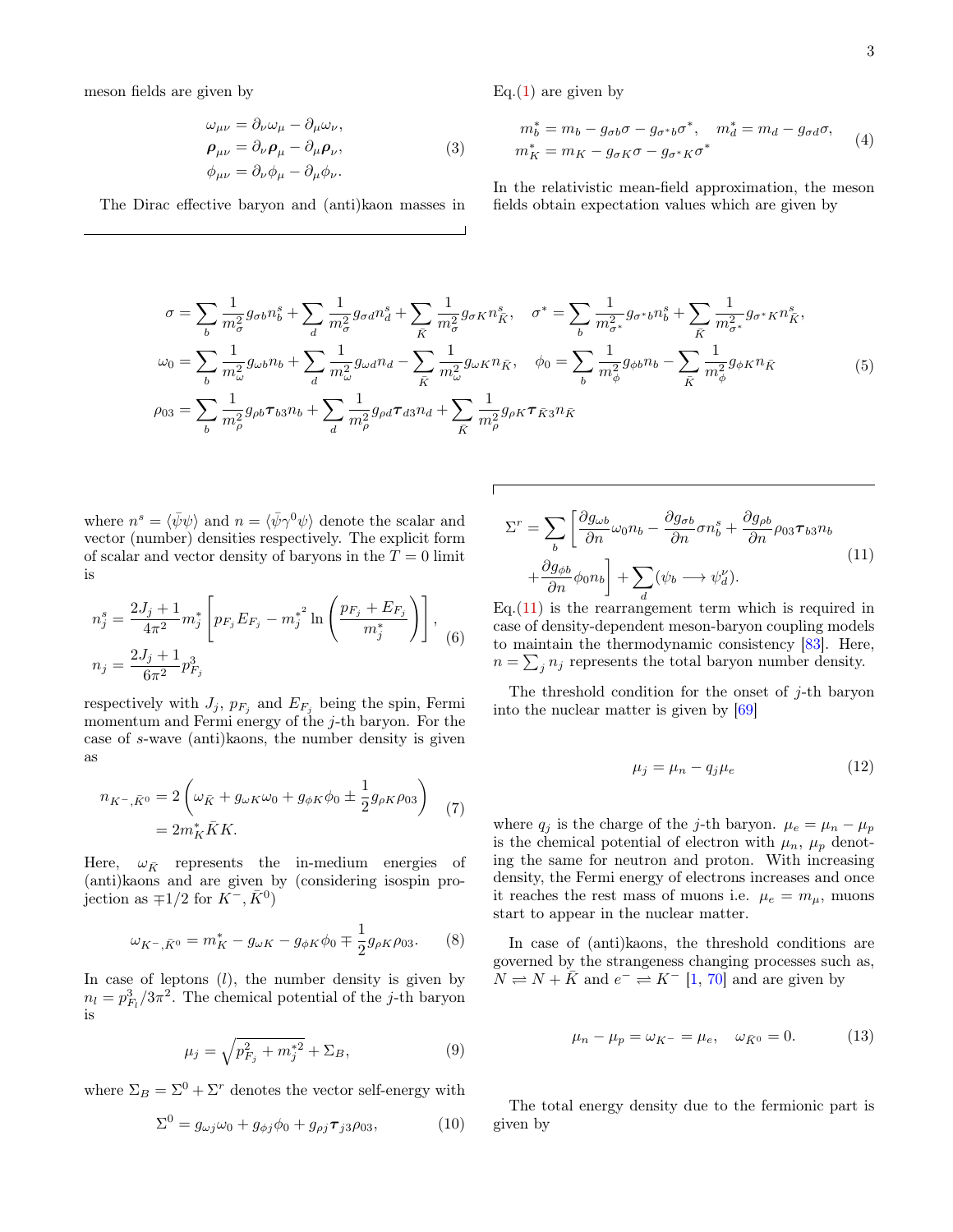meson fields are given by

$$
\begin{aligned}
\omega_{\mu\nu} &= \partial_\nu \omega_\mu - \partial_\mu \omega_\nu, \\
\boldsymbol{\rho}_{\mu\nu} &= \partial_\nu \boldsymbol{\rho}_\mu - \partial_\mu \boldsymbol{\rho}_\nu, \\
\phi_{\mu\nu} &= \partial_\nu \phi_\mu - \partial_\mu \phi_\nu.
\end{aligned}
\tag{3}
$$

The Dirac effective baryon and (anti)kaon masses in Eq.(1) are given by

$$
\begin{aligned}
m_b^* &= m_b - g_{\sigma b}\sigma - g_{\sigma^* b}\sigma^*, \quad m_d^* = m_d - g_{\sigma d}\sigma, \\
m_K^* &= m_K - g_{\sigma K}\sigma - g_{\sigma^* K}\sigma^*
\end{aligned}
\tag{4}
$$

In the relativistic mean-field approximation, the meson fields obtain expectation values which are given by

$$
\begin{aligned}
\sigma &= \sum_b \frac{1}{m_\sigma^2} g_{\sigma b} n_b^s + \sum_d \frac{1}{m_\sigma^2} g_{\sigma d} n_d^s + \sum_{\bar{K}} \frac{1}{m_\sigma^2} g_{\sigma K} n_{\bar{K}}^s, \quad \sigma^* = \sum_b \frac{1}{m_{\sigma^*}^2} g_{\sigma^* b} n_b^s + \sum_{\bar{K}} \frac{1}{m_{\sigma^*}^2} g_{\sigma^* K} n_{\bar{K}}^s, \\
\omega_0 &= \sum_b \frac{1}{m_\omega^2} g_{\omega b} n_b + \sum_d \frac{1}{m_\omega^2} g_{\omega d} n_d - \sum_{\bar{K}} \frac{1}{m_\omega^2} g_{\omega K} n_{\bar{K}}, \quad \phi_0 = \sum_b \frac{1}{m_\phi^2} g_{\phi b} n_b - \sum_{\bar{K}} \frac{1}{m_\phi^2} g_{\phi K} n_{\bar{K}} \\
\rho_{03} &= \sum_b \frac{1}{m_\rho^2} g_{\rho b} \boldsymbol{\tau}_{b3} n_b + \sum_d \frac{1}{m_\rho^2} g_{\rho d} \boldsymbol{\tau}_{d3} n_d + \sum_{\bar{K}} \frac{1}{m_\rho^2} g_{\rho K} \boldsymbol{\tau}_{\bar{K}3} n_{\bar{K}}
\end{aligned}
\tag{5}
$$

where $n^s = \langle \bar{\psi}\psi \rangle$ and $n = \langle \bar{\psi}\gamma^0\psi \rangle$ denote the scalar and vector (number) densities respectively. The explicit form of scalar and vector density of baryons in the $T = 0$ limit is

$$
\begin{aligned}
n_j^s &= \frac{2J_j + 1}{4\pi^2} m_j^* \left[ p_{F_j} E_{F_j} - m_j^{*^2} \ln\left( \frac{p_{F_j} + E_{F_j}}{m_j^*} \right) \right], \\
n_j &= \frac{2J_j + 1}{6\pi^2} p_{F_j}^3
\end{aligned}
\tag{6}
$$

respectively with $J_j$, $p_{F_j}$ and $E_{F_j}$ being the spin, Fermi momentum and Fermi energy of the $j$-th baryon. For the case of $s$-wave (anti)kaons, the number density is given as

$$
\begin{aligned}
n_{K^-, \bar{K}^0} &= 2\left( \omega_{\bar{K}} + g_{\omega K}\omega_0 + g_{\phi K}\phi_0 \pm \frac{1}{2} g_{\rho K}\rho_{03} \right) \\
&= 2m_K^* \bar{K}K.
\end{aligned}
\tag{7}
$$

Here, $\omega_{\bar{K}}$ represents the in-medium energies of (anti)kaons and are given by (considering isospin projection as $\mp 1/2$ for $K^-, \bar{K}^0$)

$$
\omega_{K^-, \bar{K}^0} = m_K^* - g_{\omega K} - g_{\phi K}\phi_0 \mp \frac{1}{2} g_{\rho K}\rho_{03}. \tag{8}
$$

In case of leptons ($l$), the number density is given by $n_l = p_{F_l}^3/3\pi^2$. The chemical potential of the $j$-th baryon is

$$
\mu_j = \sqrt{p_{F_j}^2 + m_j^{*2}} + \Sigma_B, \tag{9}
$$

where $\Sigma_B = \Sigma^0 + \Sigma^r$ denotes the vector self-energy with

$$
\Sigma^0 = g_{\omega j}\omega_0 + g_{\phi j}\phi_0 + g_{\rho j}\boldsymbol{\tau}_{j3}\rho_{03}, \tag{10}
$$

$$
\begin{aligned}
\Sigma^r = \sum_b \bigg[ &\frac{\partial g_{\omega b}}{\partial n}\omega_0 n_b - \frac{\partial g_{\sigma b}}{\partial n}\sigma n_b^s + \frac{\partial g_{\rho b}}{\partial n}\rho_{03}\boldsymbol{\tau}_{b3} n_b \\
&+ \frac{\partial g_{\phi b}}{\partial n}\phi_0 n_b \bigg] + \sum_d (\psi_b \longrightarrow \psi_d^\nu).
\end{aligned}
\tag{11}
$$

Eq.(11) is the rearrangement term which is required in case of density-dependent meson-baryon coupling models to maintain the thermodynamic consistency [83]. Here, $n = \sum_j n_j$ represents the total baryon number density.

The threshold condition for the onset of $j$-th baryon into the nuclear matter is given by [69]

$$
\mu_j = \mu_n - q_j \mu_e \tag{12}
$$

where $q_j$ is the charge of the $j$-th baryon. $\mu_e = \mu_n - \mu_p$ is the chemical potential of electron with $\mu_n$, $\mu_p$ denoting the same for neutron and proton. With increasing density, the Fermi energy of electrons increases and once it reaches the rest mass of muons i.e. $\mu_e = m_\mu$, muons start to appear in the nuclear matter.

In case of (anti)kaons, the threshold conditions are governed by the strangeness changing processes such as, $N \rightleftharpoons N + \bar{K}$ and $e^- \rightleftharpoons K^-$ [1, 70] and are given by

$$
\mu_n - \mu_p = \omega_{K^-} = \mu_e, \quad \omega_{\bar{K}^0} = 0. \tag{13}
$$

The total energy density due to the fermionic part is given by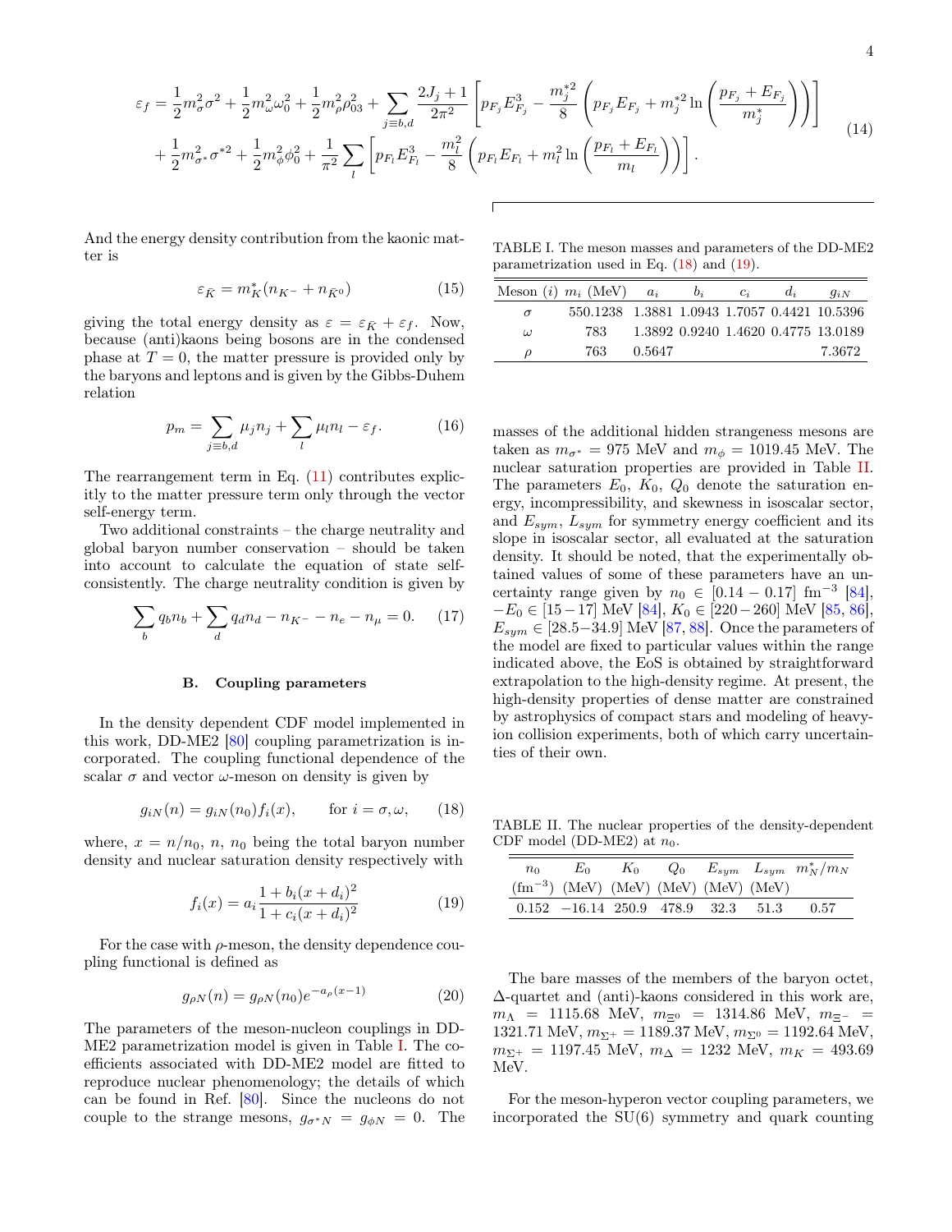$$
\begin{aligned}
\varepsilon_f = &\frac{1}{2}m_\sigma^2\sigma^2 + \frac{1}{2}m_\omega^2\omega_0^2 + \frac{1}{2}m_\rho^2\rho_{03}^2 + \sum_{j\equiv b,d}\frac{2J_j+1}{2\pi^2}\left[p_{F_j}E_{F_j}^3 - \frac{m_j^{*2}}{8}\left(p_{F_j}E_{F_j} + m_j^{*2}\ln\left(\frac{p_{F_j}+E_{F_j}}{m_j^*}\right)\right)\right] \\
&+ \frac{1}{2}m_{\sigma^*}^2\sigma^{*2} + \frac{1}{2}m_\phi^2\phi_0^2 + \frac{1}{\pi^2}\sum_l\left[p_{F_l}E_{F_l}^3 - \frac{m_l^2}{8}\left(p_{F_l}E_{F_l} + m_l^2\ln\left(\frac{p_{F_l}+E_{F_l}}{m_l}\right)\right)\right].
\end{aligned} \tag{14}
$$

And the energy density contribution from the kaonic matter is

$$
\varepsilon_{\bar{K}} = m_K^*(n_{K^-} + n_{\bar{K}^0}) \tag{15}
$$

giving the total energy density as $\varepsilon = \varepsilon_{\bar{K}} + \varepsilon_f$. Now, because (anti)kaons being bosons are in the condensed phase at $T=0$, the matter pressure is provided only by the baryons and leptons and is given by the Gibbs-Duhem relation

$$
p_m = \sum_{j\equiv b,d}\mu_j n_j + \sum_l \mu_l n_l - \varepsilon_f. \tag{16}
$$

The rearrangement term in Eq. (11) contributes explicitly to the matter pressure term only through the vector self-energy term.

Two additional constraints – the charge neutrality and global baryon number conservation – should be taken into account to calculate the equation of state self-consistently. The charge neutrality condition is given by

$$
\sum_b q_b n_b + \sum_d q_d n_d - n_{K^-} - n_e - n_\mu = 0. \tag{17}
$$

### B. Coupling parameters

In the density dependent CDF model implemented in this work, DD-ME2 [80] coupling parametrization is incorporated. The coupling functional dependence of the scalar $\sigma$ and vector $\omega$-meson on density is given by

$$
g_{iN}(n) = g_{iN}(n_0)f_i(x), \qquad \text{for } i=\sigma,\omega, \tag{18}
$$

where, $x = n/n_0$, $n$, $n_0$ being the total baryon number density and nuclear saturation density respectively with

$$
f_i(x) = a_i\frac{1+b_i(x+d_i)^2}{1+c_i(x+d_i)^2} \tag{19}
$$

For the case with $\rho$-meson, the density dependence coupling functional is defined as

$$
g_{\rho N}(n) = g_{\rho N}(n_0)e^{-a_\rho(x-1)} \tag{20}
$$

The parameters of the meson-nucleon couplings in DD-ME2 parametrization model is given in Table I. The coefficients associated with DD-ME2 model are fitted to reproduce nuclear phenomenology; the details of which can be found in Ref. [80]. Since the nucleons do not couple to the strange mesons, $g_{\sigma^* N} = g_{\phi N} = 0$. The masses of the additional hidden strangeness mesons are taken as $m_{\sigma^*} = 975$ MeV and $m_\phi = 1019.45$ MeV. The nuclear saturation properties are provided in Table II. The parameters $E_0$, $K_0$, $Q_0$ denote the saturation energy, incompressibility, and skewness in isoscalar sector, and $E_{sym}$, $L_{sym}$ for symmetry energy coefficient and its slope in isoscalar sector, all evaluated at the saturation density. It should be noted, that the experimentally obtained values of some of these parameters have an uncertainty range given by $n_0 \in [0.14-0.17]$ fm$^{-3}$ [84], $-E_0 \in [15-17]$ MeV [84], $K_0 \in [220-260]$ MeV [85, 86], $E_{sym} \in [28.5-34.9]$ MeV [87, 88]. Once the parameters of the model are fixed to particular values within the range indicated above, the EoS is obtained by straightforward extrapolation to the high-density regime. At present, the high-density properties of dense matter are constrained by astrophysics of compact stars and modeling of heavy-ion collision experiments, both of which carry uncertainties of their own.

TABLE I. The meson masses and parameters of the DD-ME2 parametrization used in Eq. (18) and (19).

| Meson ($i$) | $m_i$ (MeV) | $a_i$ | $b_i$ | $c_i$ | $d_i$ | $g_{iN}$ |
|---|---|---|---|---|---|---|
| $\sigma$ | 550.1238 | 1.3881 | 1.0943 | 1.7057 | 0.4421 | 10.5396 |
| $\omega$ | 783 | 1.3892 | 0.9240 | 1.4620 | 0.4775 | 13.0189 |
| $\rho$ | 763 | 0.5647 | | | | 7.3672 |

TABLE II. The nuclear properties of the density-dependent CDF model (DD-ME2) at $n_0$.

| $n_0$ (fm$^{-3}$) | $E_0$ (MeV) | $K_0$ (MeV) | $Q_0$ (MeV) | $E_{sym}$ (MeV) | $L_{sym}$ (MeV) | $m_N^*/m_N$ |
|---|---|---|---|---|---|---|
| 0.152 | $-16.14$ | 250.9 | 478.9 | 32.3 | 51.3 | 0.57 |

The bare masses of the members of the baryon octet, $\Delta$-quartet and (anti)-kaons considered in this work are, $m_\Lambda = 1115.68$ MeV, $m_{\Xi^0} = 1314.86$ MeV, $m_{\Xi^-} = 1321.71$ MeV, $m_{\Sigma^+} = 1189.37$ MeV, $m_{\Sigma^0} = 1192.64$ MeV, $m_{\Sigma^+} = 1197.45$ MeV, $m_\Delta = 1232$ MeV, $m_K = 493.69$ MeV.

For the meson-hyperon vector coupling parameters, we incorporated the SU(6) symmetry and quark counting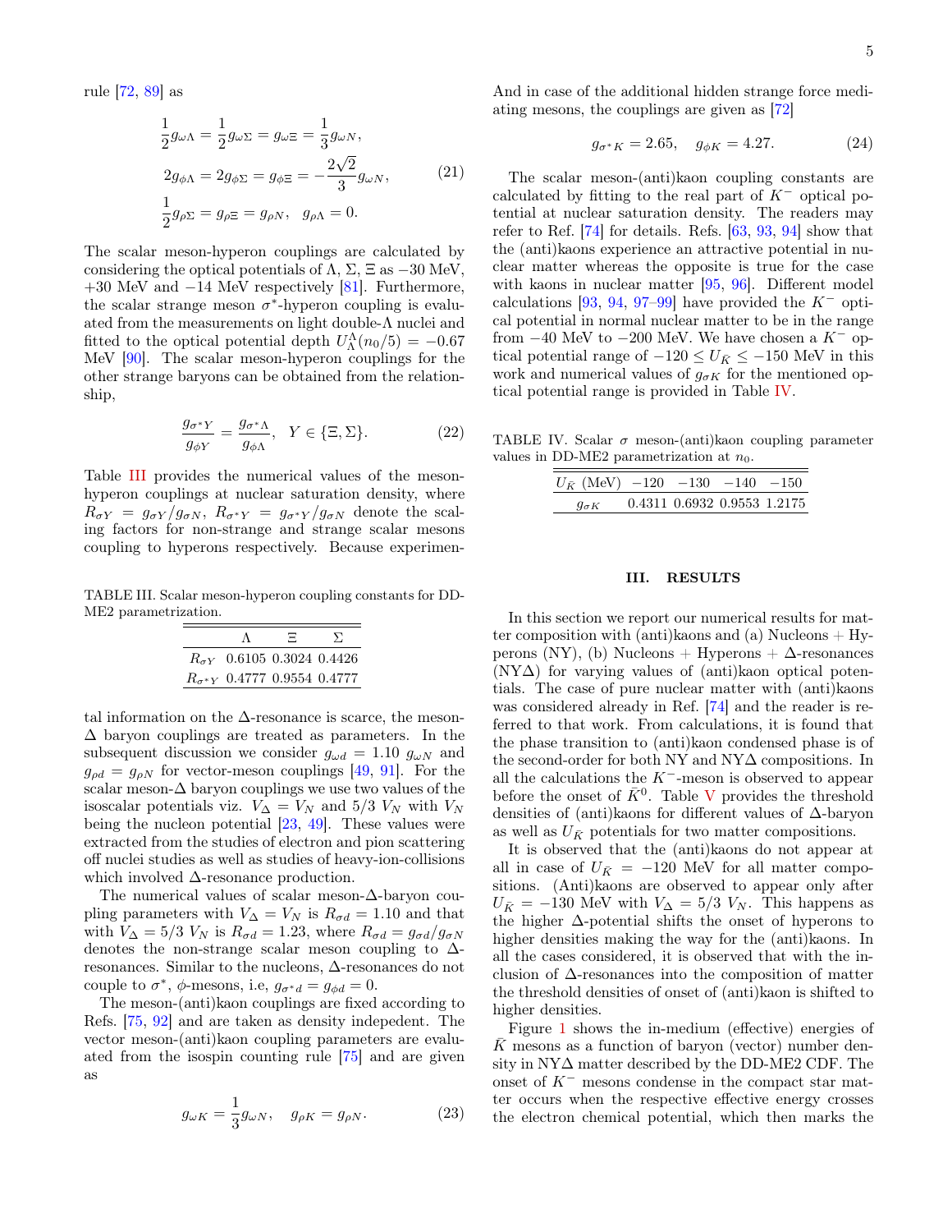rule [72, 89] as

$$
\begin{aligned}
&\frac{1}{2}g_{\omega\Lambda} = \frac{1}{2}g_{\omega\Sigma} = g_{\omega\Xi} = \frac{1}{3}g_{\omega N}, \\
&2g_{\phi\Lambda} = 2g_{\phi\Sigma} = g_{\phi\Xi} = -\frac{2\sqrt{2}}{3}g_{\omega N}, \\
&\frac{1}{2}g_{\rho\Sigma} = g_{\rho\Xi} = g_{\rho N}, \quad g_{\rho\Lambda} = 0.
\end{aligned} \tag{21}
$$

The scalar meson-hyperon couplings are calculated by considering the optical potentials of $\Lambda$, $\Sigma$, $\Xi$ as $-30$ MeV, $+30$ MeV and $-14$ MeV respectively [81]. Furthermore, the scalar strange meson $\sigma^*$-hyperon coupling is evaluated from the measurements on light double-$\Lambda$ nuclei and fitted to the optical potential depth $U_\Lambda^\Lambda(n_0/5) = -0.67$ MeV [90]. The scalar meson-hyperon couplings for the other strange baryons can be obtained from the relationship,

$$
\frac{g_{\sigma^* Y}}{g_{\phi Y}} = \frac{g_{\sigma^*\Lambda}}{g_{\phi\Lambda}}, \quad Y \in \{\Xi, \Sigma\}. \tag{22}
$$

Table III provides the numerical values of the meson-hyperon couplings at nuclear saturation density, where $R_{\sigma Y} = g_{\sigma Y}/g_{\sigma N}$, $R_{\sigma^* Y} = g_{\sigma^* Y}/g_{\sigma N}$ denote the scaling factors for non-strange and strange scalar mesons coupling to hyperons respectively. Because experimental information on the $\Delta$-resonance is scarce, the meson-$\Delta$ baryon couplings are treated as parameters. In the subsequent discussion we consider $g_{\omega d} = 1.10\ g_{\omega N}$ and $g_{\rho d} = g_{\rho N}$ for vector-meson couplings [49, 91]. For the scalar meson-$\Delta$ baryon couplings we use two values of the isoscalar potentials viz. $V_\Delta = V_N$ and $5/3\ V_N$ with $V_N$ being the nucleon potential [23, 49]. These values were extracted from the studies of electron and pion scattering off nuclei studies as well as studies of heavy-ion-collisions which involved $\Delta$-resonance production.

TABLE III. Scalar meson-hyperon coupling constants for DD-ME2 parametrization.

| | $\Lambda$ | $\Xi$ | $\Sigma$ |
|---|---|---|---|
| $R_{\sigma Y}$ | 0.6105 | 0.3024 | 0.4426 |
| $R_{\sigma^* Y}$ | 0.4777 | 0.9554 | 0.4777 |

The numerical values of scalar meson-$\Delta$-baryon coupling parameters with $V_\Delta = V_N$ is $R_{\sigma d} = 1.10$ and that with $V_\Delta = 5/3\ V_N$ is $R_{\sigma d} = 1.23$, where $R_{\sigma d} = g_{\sigma d}/g_{\sigma N}$ denotes the non-strange scalar meson coupling to $\Delta$-resonances. Similar to the nucleons, $\Delta$-resonances do not couple to $\sigma^*$, $\phi$-mesons, i.e, $g_{\sigma^* d} = g_{\phi d} = 0$.

The meson-(anti)kaon couplings are fixed according to Refs. [75, 92] and are taken as density indepedent. The vector meson-(anti)kaon coupling parameters are evaluated from the isospin counting rule [75] and are given as

$$
g_{\omega K} = \frac{1}{3}g_{\omega N}, \quad g_{\rho K} = g_{\rho N}. \tag{23}
$$

And in case of the additional hidden strange force mediating mesons, the couplings are given as [72]

$$
g_{\sigma^* K} = 2.65, \quad g_{\phi K} = 4.27. \tag{24}
$$

The scalar meson-(anti)kaon coupling constants are calculated by fitting to the real part of $K^-$ optical potential at nuclear saturation density. The readers may refer to Ref. [74] for details. Refs. [63, 93, 94] show that the (anti)kaons experience an attractive potential in nuclear matter whereas the opposite is true for the case with kaons in nuclear matter [95, 96]. Different model calculations [93, 94, 97–99] have provided the $K^-$ optical potential in normal nuclear matter to be in the range from $-40$ MeV to $-200$ MeV. We have chosen a $K^-$ optical potential range of $-120 \leq U_{\bar{K}} \leq -150$ MeV in this work and numerical values of $g_{\sigma K}$ for the mentioned optical potential range is provided in Table IV.

TABLE IV. Scalar $\sigma$ meson-(anti)kaon coupling parameter values in DD-ME2 parametrization at $n_0$.

| $U_{\bar{K}}$ (MeV) | $-120$ | $-130$ | $-140$ | $-150$ |
|---|---|---|---|---|
| $g_{\sigma K}$ | 0.4311 | 0.6932 | 0.9553 | 1.2175 |

## III. RESULTS

In this section we report our numerical results for matter composition with (anti)kaons and (a) Nucleons + Hyperons (NY), (b) Nucleons + Hyperons + $\Delta$-resonances (NY$\Delta$) for varying values of (anti)kaon optical potentials. The case of pure nuclear matter with (anti)kaons was considered already in Ref. [74] and the reader is referred to that work. From calculations, it is found that the phase transition to (anti)kaon condensed phase is of the second-order for both NY and NY$\Delta$ compositions. In all the calculations the $K^-$-meson is observed to appear before the onset of $\bar{K}^0$. Table V provides the threshold densities of (anti)kaons for different values of $\Delta$-baryon as well as $U_{\bar{K}}$ potentials for two matter compositions.

It is observed that the (anti)kaons do not appear at all in case of $U_{\bar{K}} = -120$ MeV for all matter compositions. (Anti)kaons are observed to appear only after $U_{\bar{K}} = -130$ MeV with $V_\Delta = 5/3\ V_N$. This happens as the higher $\Delta$-potential shifts the onset of hyperons to higher densities making the way for the (anti)kaons. In all the cases considered, it is observed that with the inclusion of $\Delta$-resonances into the composition of matter the threshold densities of onset of (anti)kaon is shifted to higher densities.

Figure 1 shows the in-medium (effective) energies of $\bar{K}$ mesons as a function of baryon (vector) number density in NY$\Delta$ matter described by the DD-ME2 CDF. The onset of $K^-$ mesons condense in the compact star matter occurs when the respective effective energy crosses the electron chemical potential, which then marks the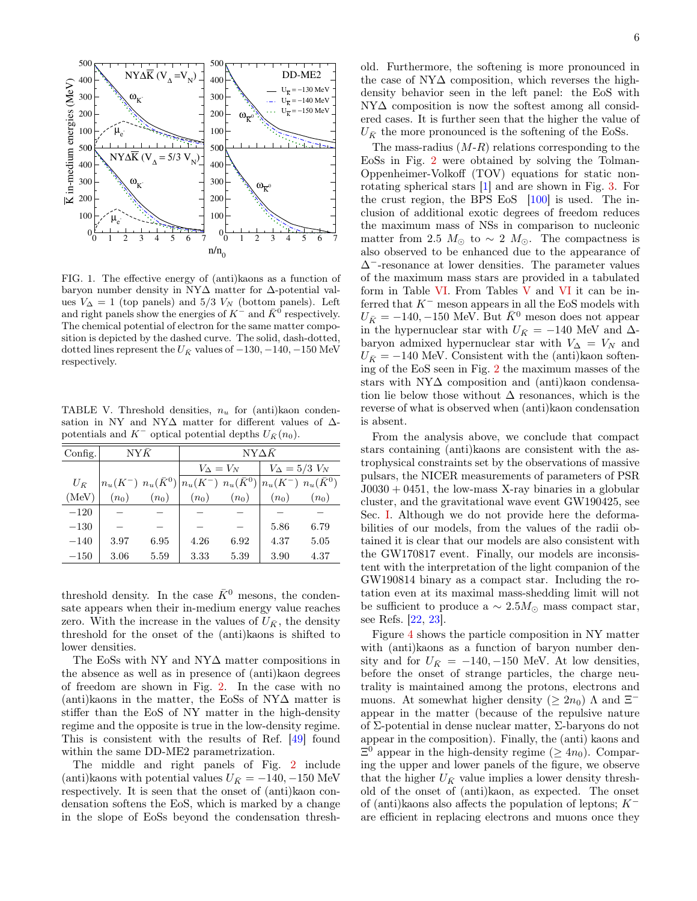FIG. 1. The effective energy of (anti)kaons as a function of baryon number density in NY$\Delta$ matter for $\Delta$-potential values $V_\Delta = 1$ (top panels) and 5/3 $V_N$ (bottom panels). Left and right panels show the energies of $K^-$ and $\bar{K}^0$ respectively. The chemical potential of electron for the same matter composition is depicted by the dashed curve. The solid, dash-dotted, dotted lines represent the $U_{\bar{K}}$ values of $-130, -140, -150$ MeV respectively.

TABLE V. Threshold densities, $n_u$ for (anti)kaon condensation in NY and NY$\Delta$ matter for different values of $\Delta$-potentials and $K^-$ optical potential depths $U_{\bar{K}}(n_0)$.

| Config. | NY$\bar{K}$ | | NY$\Delta\bar{K}$ | | | |
|---|---|---|---|---|---|---|
| | | | $V_\Delta = V_N$ | | $V_\Delta = 5/3\ V_N$ | |
| $U_{\bar{K}}$ | $n_u(K^-)$ | $n_u(\bar{K}^0)$ | $n_u(K^-)$ | $n_u(\bar{K}^0)$ | $n_u(K^-)$ | $n_u(\bar{K}^0)$ |
| (MeV) | $(n_0)$ | $(n_0)$ | $(n_0)$ | $(n_0)$ | $(n_0)$ | $(n_0)$ |
| $-120$ | – | – | – | – | – | – |
| $-130$ | – | – | – | – | 5.86 | 6.79 |
| $-140$ | 3.97 | 6.95 | 4.26 | 6.92 | 4.37 | 5.05 |
| $-150$ | 3.06 | 5.59 | 3.33 | 5.39 | 3.90 | 4.37 |

threshold density. In the case $\bar{K}^0$ mesons, the condensate appears when their in-medium energy value reaches zero. With the increase in the values of $U_{\bar{K}}$, the density threshold for the onset of the (anti)kaons is shifted to lower densities.

The EoSs with NY and NY$\Delta$ matter compositions in the absence as well as in presence of (anti)kaon degrees of freedom are shown in Fig. 2. In the case with no (anti)kaons in the matter, the EoSs of NY$\Delta$ matter is stiffer than the EoS of NY matter in the high-density regime and the opposite is true in the low-density regime. This is consistent with the results of Ref. [49] found within the same DD-ME2 parametrization.

The middle and right panels of Fig. 2 include (anti)kaons with potential values $U_{\bar{K}} = -140, -150$ MeV respectively. It is seen that the onset of (anti)kaon condensation softens the EoS, which is marked by a change in the slope of EoSs beyond the condensation threshold. Furthermore, the softening is more pronounced in the case of NY$\Delta$ composition, which reverses the high-density behavior seen in the left panel: the EoS with NY$\Delta$ composition is now the softest among all considered cases. It is further seen that the higher the value of $U_{\bar{K}}$ the more pronounced is the softening of the EoSs.

The mass-radius ($M$-$R$) relations corresponding to the EoSs in Fig. 2 were obtained by solving the Tolman-Oppenheimer-Volkoff (TOV) equations for static non-rotating spherical stars [1] and are shown in Fig. 3. For the crust region, the BPS EoS [100] is used. The inclusion of additional exotic degrees of freedom reduces the maximum mass of NSs in comparison to nucleonic matter from 2.5 $M_\odot$ to $\sim 2$ $M_\odot$. The compactness is also observed to be enhanced due to the appearance of $\Delta^-$-resonance at lower densities. The parameter values of the maximum mass stars are provided in a tabulated form in Table VI. From Tables V and VI it can be inferred that $K^-$ meson appears in all the EoS models with $U_{\bar{K}} = -140, -150$ MeV. But $\bar{K}^0$ meson does not appear in the hypernuclear star with $U_{\bar{K}} = -140$ MeV and $\Delta$-baryon admixed hypernuclear star with $V_\Delta = V_N$ and $U_{\bar{K}} = -140$ MeV. Consistent with the (anti)kaon softening of the EoS seen in Fig. 2 the maximum masses of the stars with NY$\Delta$ composition and (anti)kaon condensation lie below those without $\Delta$ resonances, which is the reverse of what is observed when (anti)kaon condensation is absent.

From the analysis above, we conclude that compact stars containing (anti)kaons are consistent with the astrophysical constraints set by the observations of massive pulsars, the NICER measurements of parameters of PSR J0030 + 0451, the low-mass X-ray binaries in a globular cluster, and the gravitational wave event GW190425, see Sec. I. Although we do not provide here the deformabilities of our models, from the values of the radii obtained it is clear that our models are also consistent with the GW170817 event. Finally, our models are inconsistent with the interpretation of the light companion of the GW190814 binary as a compact star. Including the rotation even at its maximal mass-shedding limit will not be sufficient to produce a $\sim 2.5 M_\odot$ mass compact star, see Refs. [22, 23].

Figure 4 shows the particle composition in NY matter with (anti)kaons as a function of baryon number density and for $U_{\bar{K}} = -140, -150$ MeV. At low densities, before the onset of strange particles, the charge neutrality is maintained among the protons, electrons and muons. At somewhat higher density ($\geq 2n_0$) $\Lambda$ and $\Xi^-$ appear in the matter (because of the repulsive nature of $\Sigma$-potential in dense nuclear matter, $\Sigma$-baryons do not appear in the composition). Finally, the (anti) kaons and $\Xi^0$ appear in the high-density regime ($\geq 4n_0$). Comparing the upper and lower panels of the figure, we observe that the higher $U_{\bar{K}}$ value implies a lower density threshold of the onset of (anti)kaon, as expected. The onset of (anti)kaons also affects the population of leptons; $K^-$ are efficient in replacing electrons and muons once they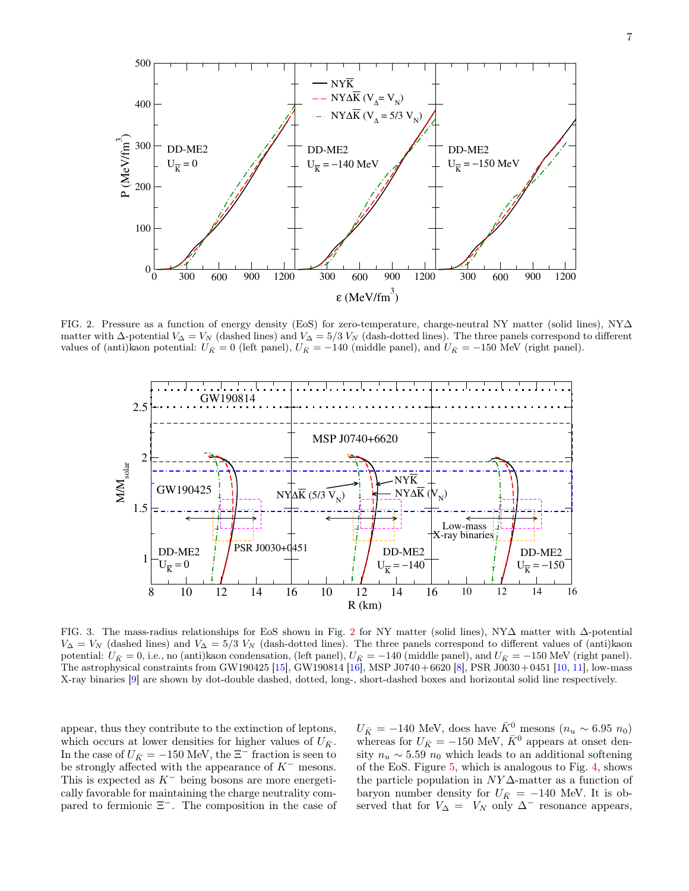FIG. 2. Pressure as a function of energy density (EoS) for zero-temperature, charge-neutral NY matter (solid lines), NY$\Delta$ matter with $\Delta$-potential $V_\Delta = V_N$ (dashed lines) and $V_\Delta = 5/3\ V_N$ (dash-dotted lines). The three panels correspond to different values of (anti)kaon potential: $U_{\bar{K}} = 0$ (left panel), $U_{\bar{K}} = -140$ (middle panel), and $U_{\bar{K}} = -150$ MeV (right panel).

FIG. 3. The mass-radius relationships for EoS shown in Fig. 2 for NY matter (solid lines), NY$\Delta$ matter with $\Delta$-potential $V_\Delta = V_N$ (dashed lines) and $V_\Delta = 5/3\ V_N$ (dash-dotted lines). The three panels correspond to different values of (anti)kaon potential: $U_{\bar{K}} = 0$, i.e., no (anti)kaon condensation, (left panel), $U_{\bar{K}} = -140$ (middle panel), and $U_{\bar{K}} = -150$ MeV (right panel). The astrophysical constraints from GW190425 [15], GW190814 [16], MSP J0740+6620 [8], PSR J0030+0451 [10, 11], low-mass X-ray binaries [9] are shown by dot-double dashed, dotted, long-, short-dashed boxes and horizontal solid line respectively.

appear, thus they contribute to the extinction of leptons, which occurs at lower densities for higher values of $U_{\bar{K}}$. In the case of $U_{\bar{K}} = -150$ MeV, the $\Xi^-$ fraction is seen to be strongly affected with the appearance of $K^-$ mesons. This is expected as $K^-$ being bosons are more energetically favorable for maintaining the charge neutrality compared to fermionic $\Xi^-$. The composition in the case of $U_{\bar{K}} = -140$ MeV, does have $\bar{K}^0$ mesons ($n_u \sim 6.95\ n_0$) whereas for $U_{\bar{K}} = -150$ MeV, $\bar{K}^0$ appears at onset density $n_u \sim 5.59\ n_0$ which leads to an additional softening of the EoS. Figure 5, which is analogous to Fig. 4, shows the particle population in $NY\Delta$-matter as a function of baryon number density for $U_{\bar{K}} = -140$ MeV. It is observed that for $V_\Delta = \ V_N$ only $\Delta^-$ resonance appears,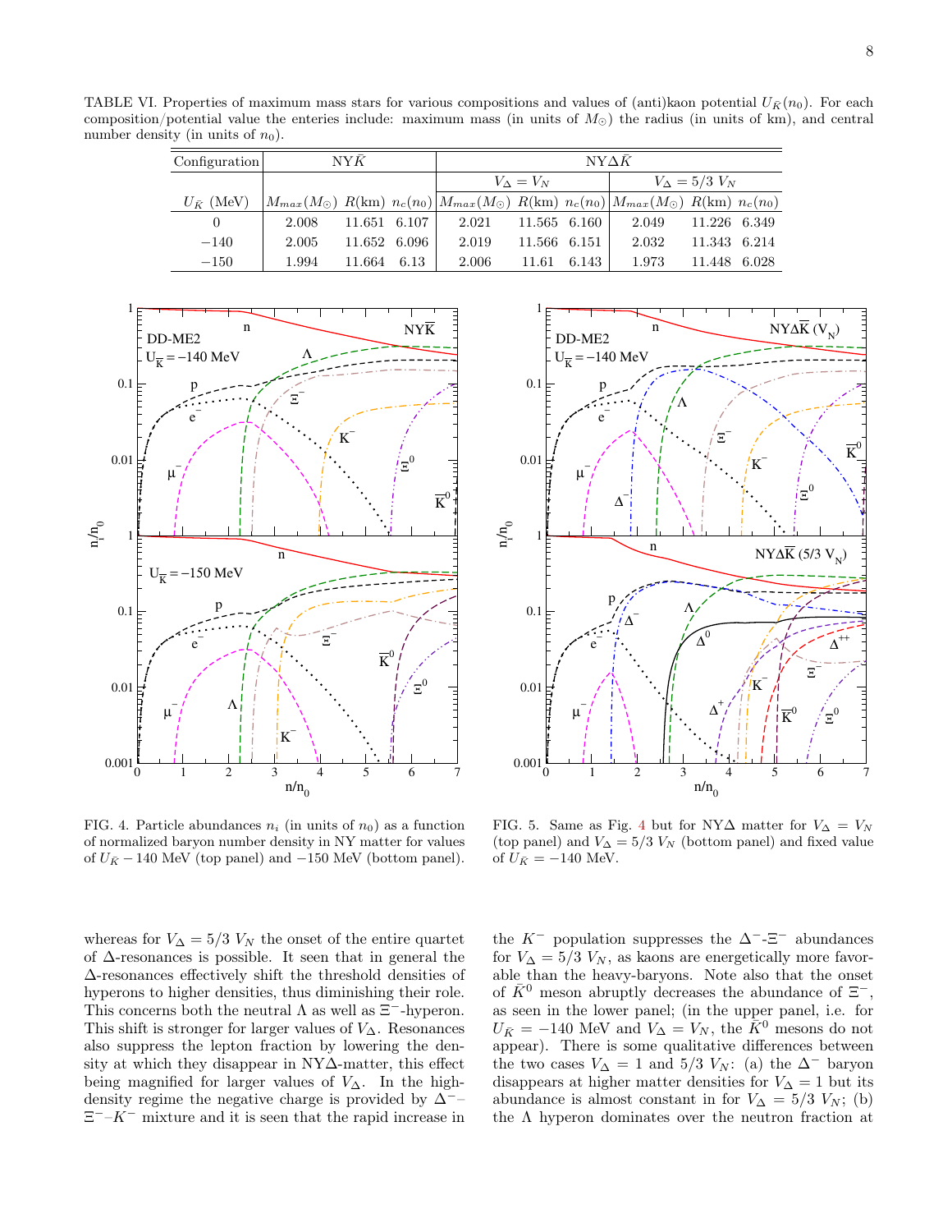TABLE VI. Properties of maximum mass stars for various compositions and values of (anti)kaon potential $U_{\bar{K}}(n_0)$. For each composition/potential value the enteries include: maximum mass (in units of $M_\odot$) the radius (in units of km), and central number density (in units of $n_0$).

| Configuration | NY$\bar{K}$ | | | NY$\Delta\bar{K}$ | | | | | |
|---|---|---|---|---|---|---|---|---|---|
| | | | | $V_\Delta = V_N$ | | | $V_\Delta = 5/3\ V_N$ | | |
| $U_{\bar{K}}$ (MeV) | $M_{max}(M_\odot)$ | $R$(km) | $n_c(n_0)$ | $M_{max}(M_\odot)$ | $R$(km) | $n_c(n_0)$ | $M_{max}(M_\odot)$ | $R$(km) | $n_c(n_0)$ |
| 0 | 2.008 | 11.651 | 6.107 | 2.021 | 11.565 | 6.160 | 2.049 | 11.226 | 6.349 |
| −140 | 2.005 | 11.652 | 6.096 | 2.019 | 11.566 | 6.151 | 2.032 | 11.343 | 6.214 |
| −150 | 1.994 | 11.664 | 6.13 | 2.006 | 11.61 | 6.143 | 1.973 | 11.448 | 6.028 |

FIG. 4. Particle abundances $n_i$ (in units of $n_0$) as a function of normalized baryon number density in NY matter for values of $U_{\bar{K}}$ −140 MeV (top panel) and −150 MeV (bottom panel).

FIG. 5. Same as Fig. 4 but for NY$\Delta$ matter for $V_\Delta = V_N$ (top panel) and $V_\Delta = 5/3\ V_N$ (bottom panel) and fixed value of $U_{\bar{K}} = -140$ MeV.

whereas for $V_\Delta = 5/3\ V_N$ the onset of the entire quartet of $\Delta$-resonances is possible. It seen that in general the $\Delta$-resonances effectively shift the threshold densities of hyperons to higher densities, thus diminishing their role. This concerns both the neutral $\Lambda$ as well as $\Xi^-$-hyperon. This shift is stronger for larger values of $V_\Delta$. Resonances also suppress the lepton fraction by lowering the density at which they disappear in NY$\Delta$-matter, this effect being magnified for larger values of $V_\Delta$. In the high-density regime the negative charge is provided by $\Delta^-$–$\Xi^-$–$K^-$ mixture and it is seen that the rapid increase in the $K^-$ population suppresses the $\Delta^-$-$\Xi^-$ abundances for $V_\Delta = 5/3\ V_N$, as kaons are energetically more favorable than the heavy-baryons. Note also that the onset of $\bar{K}^0$ meson abruptly decreases the abundance of $\Xi^-$, as seen in the lower panel; (in the upper panel, i.e. for $U_{\bar{K}} = -140$ MeV and $V_\Delta = V_N$, the $\bar{K}^0$ mesons do not appear). There is some qualitative differences between the two cases $V_\Delta = 1$ and $5/3\ V_N$: (a) the $\Delta^-$ baryon disappears at higher matter densities for $V_\Delta = 1$ but its abundance is almost constant in for $V_\Delta = 5/3\ V_N$; (b) the $\Lambda$ hyperon dominates over the neutron fraction at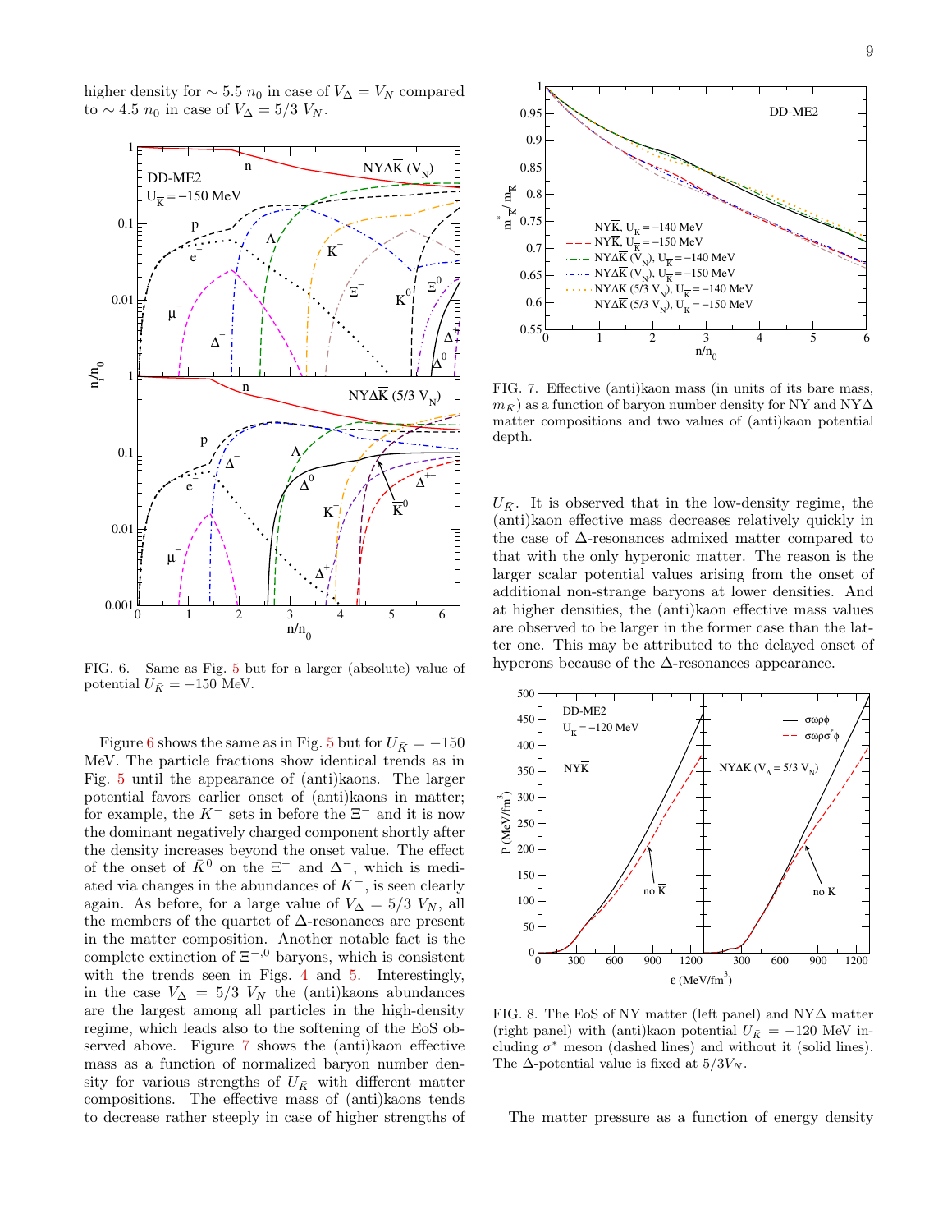higher density for $\sim 5.5\ n_0$ in case of $V_\Delta = V_N$ compared to $\sim 4.5\ n_0$ in case of $V_\Delta = 5/3\ V_N$.

FIG. 6. Same as Fig. 5 but for a larger (absolute) value of potential $U_{\bar{K}} = -150$ MeV.

Figure 6 shows the same as in Fig. 5 but for $U_{\bar{K}} = -150$ MeV. The particle fractions show identical trends as in Fig. 5 until the appearance of (anti)kaons. The larger potential favors earlier onset of (anti)kaons in matter; for example, the $K^-$ sets in before the $\Xi^-$ and it is now the dominant negatively charged component shortly after the density increases beyond the onset value. The effect of the onset of $\bar{K}^0$ on the $\Xi^-$ and $\Delta^-$, which is mediated via changes in the abundances of $K^-$, is seen clearly again. As before, for a large value of $V_\Delta = 5/3\ V_N$, all the members of the quartet of $\Delta$-resonances are present in the matter composition. Another notable fact is the complete extinction of $\Xi^{-,0}$ baryons, which is consistent with the trends seen in Figs. 4 and 5. Interestingly, in the case $V_\Delta = 5/3\ V_N$ the (anti)kaons abundances are the largest among all particles in the high-density regime, which leads also to the softening of the EoS observed above. Figure 7 shows the (anti)kaon effective mass as a function of normalized baryon number density for various strengths of $U_{\bar{K}}$ with different matter compositions. The effective mass of (anti)kaons tends to decrease rather steeply in case of higher strengths of $U_{\bar{K}}$. It is observed that in the low-density regime, the (anti)kaon effective mass decreases relatively quickly in the case of $\Delta$-resonances admixed matter compared to that with the only hyperonic matter. The reason is the larger scalar potential values arising from the onset of additional non-strange baryons at lower densities. And at higher densities, the (anti)kaon effective mass values are observed to be larger in the former case than the latter one. This may be attributed to the delayed onset of hyperons because of the $\Delta$-resonances appearance.

FIG. 7. Effective (anti)kaon mass (in units of its bare mass, $m_{\bar{K}}$) as a function of baryon number density for NY and NY$\Delta$ matter compositions and two values of (anti)kaon potential depth.

FIG. 8. The EoS of NY matter (left panel) and NY$\Delta$ matter (right panel) with (anti)kaon potential $U_{\bar{K}} = -120$ MeV including $\sigma^*$ meson (dashed lines) and without it (solid lines). The $\Delta$-potential value is fixed at $5/3 V_N$.

The matter pressure as a function of energy density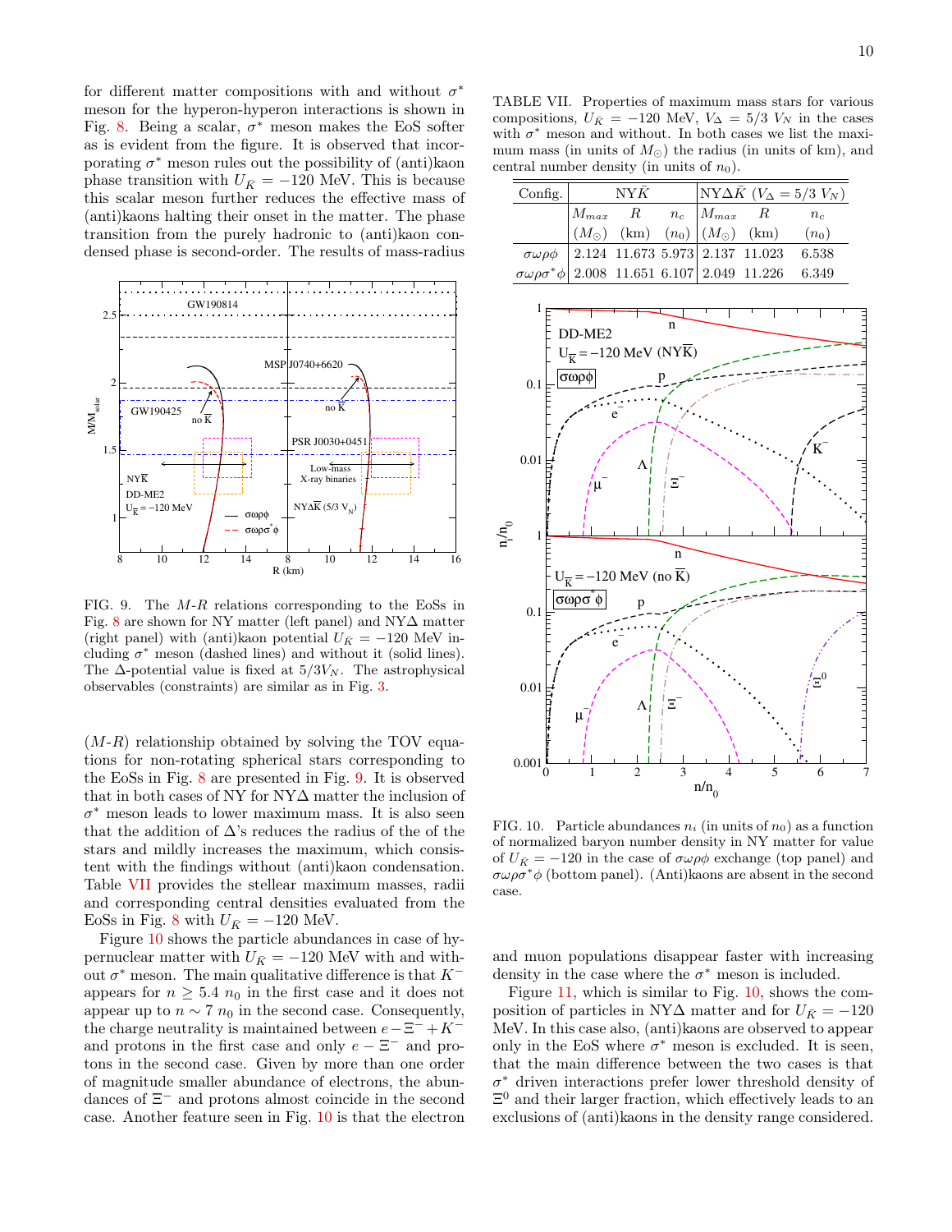for different matter compositions with and without $\sigma^*$ meson for the hyperon-hyperon interactions is shown in Fig. 8. Being a scalar, $\sigma^*$ meson makes the EoS softer as is evident from the figure. It is observed that incorporating $\sigma^*$ meson rules out the possibility of (anti)kaon phase transition with $U_{\bar{K}} = -120$ MeV. This is because this scalar meson further reduces the effective mass of (anti)kaons halting their onset in the matter. The phase transition from the purely hadronic to (anti)kaon condensed phase is second-order. The results of mass-radius

FIG. 9. The $M$-$R$ relations corresponding to the EoSs in Fig. 8 are shown for NY matter (left panel) and NY$\Delta$ matter (right panel) with (anti)kaon potential $U_{\bar{K}} = -120$ MeV including $\sigma^*$ meson (dashed lines) and without it (solid lines). The $\Delta$-potential value is fixed at $5/3V_N$. The astrophysical observables (constraints) are similar as in Fig. 3.

($M$-$R$) relationship obtained by solving the TOV equations for non-rotating spherical stars corresponding to the EoSs in Fig. 8 are presented in Fig. 9. It is observed that in both cases of NY for NY$\Delta$ matter the inclusion of $\sigma^*$ meson leads to lower maximum mass. It is also seen that the addition of $\Delta$'s reduces the radius of the of the stars and mildly increases the maximum, which consistent with the findings without (anti)kaon condensation. Table VII provides the stellar maximum masses, radii and corresponding central densities evaluated from the EoSs in Fig. 8 with $U_{\bar{K}} = -120$ MeV.

Figure 10 shows the particle abundances in case of hypernuclear matter with $U_{\bar{K}} = -120$ MeV with and without $\sigma^*$ meson. The main qualitative difference is that $K^-$ appears for $n \geq 5.4\ n_0$ in the first case and it does not appear up to $n \sim 7\ n_0$ in the second case. Consequently, the charge neutrality is maintained between $e - \Xi^- + K^-$ and protons in the first case and only $e - \Xi^-$ and protons in the second case. Given by more than one order of magnitude smaller abundance of electrons, the abundances of $\Xi^-$ and protons almost coincide in the second case. Another feature seen in Fig. 10 is that the electron and muon populations disappear faster with increasing density in the case where the $\sigma^*$ meson is included.

TABLE VII. Properties of maximum mass stars for various compositions, $U_{\bar{K}} = -120$ MeV, $V_\Delta = 5/3\ V_N$ in the cases with $\sigma^*$ meson and without. In both cases we list the maximum mass (in units of $M_\odot$) the radius (in units of km), and central number density (in units of $n_0$).

| Config. | NY$\bar{K}$ | | | NY$\Delta\bar{K}$ ($V_\Delta = 5/3\ V_N$) | | |
|---|---|---|---|---|---|---|
| | $M_{max}$ ($M_\odot$) | $R$ (km) | $n_c$ ($n_0$) | $M_{max}$ ($M_\odot$) | $R$ (km) | $n_c$ ($n_0$) |
| $\sigma\omega\rho\phi$ | 2.124 | 11.673 | 5.973 | 2.137 | 11.023 | 6.538 |
| $\sigma\omega\rho\sigma^*\phi$ | 2.008 | 11.651 | 6.107 | 2.049 | 11.226 | 6.349 |

FIG. 10. Particle abundances $n_i$ (in units of $n_0$) as a function of normalized baryon number density in NY matter for value of $U_{\bar{K}} = -120$ in the case of $\sigma\omega\rho\phi$ exchange (top panel) and $\sigma\omega\rho\sigma^*\phi$ (bottom panel). (Anti)kaons are absent in the second case.

Figure 11, which is similar to Fig. 10, shows the composition of particles in NY$\Delta$ matter and for $U_{\bar{K}} = -120$ MeV. In this case also, (anti)kaons are observed to appear only in the EoS where $\sigma^*$ meson is excluded. It is seen, that the main difference between the two cases is that $\sigma^*$ driven interactions prefer lower threshold density of $\Xi^0$ and their larger fraction, which effectively leads to an exclusions of (anti)kaons in the density range considered.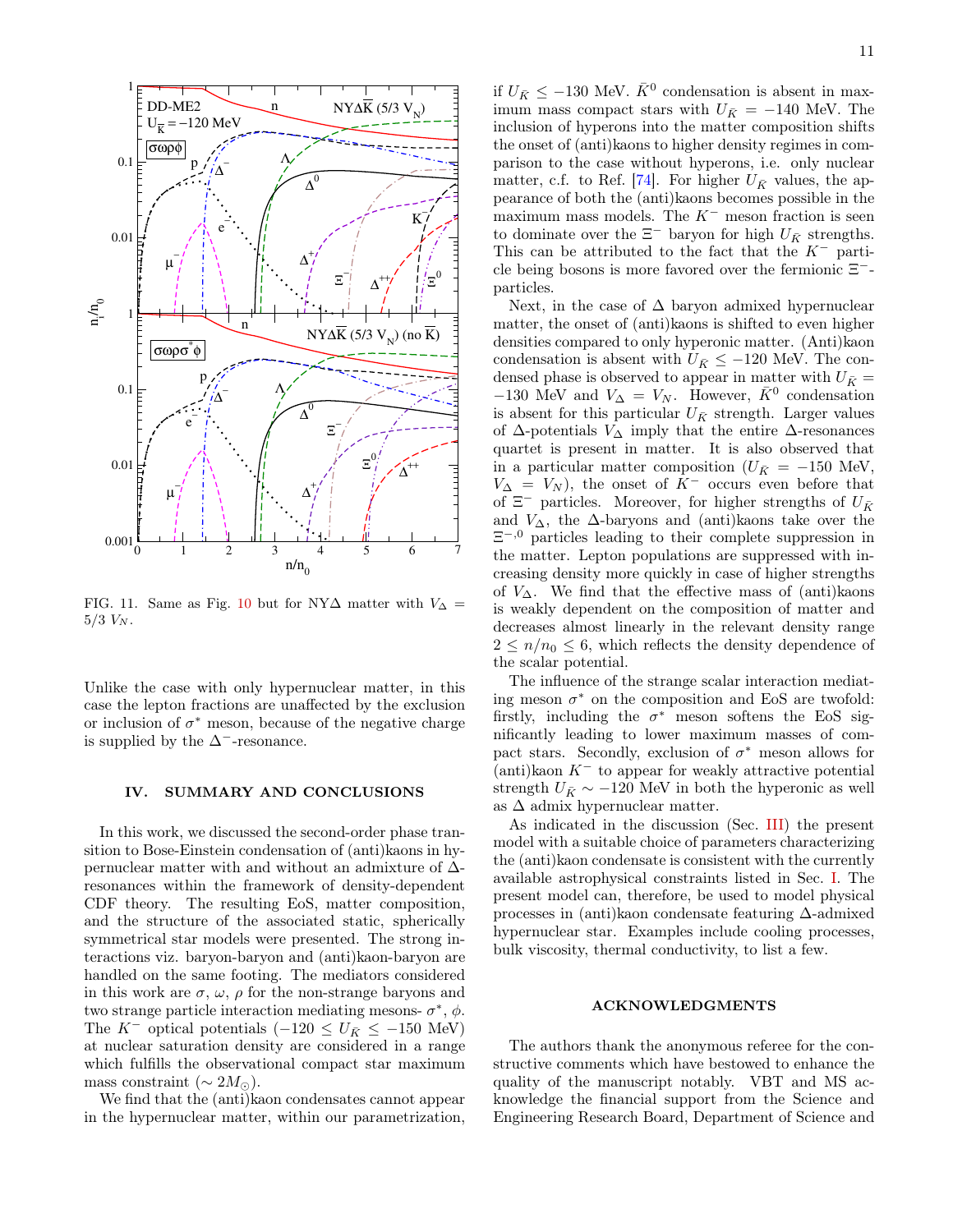FIG. 11. Same as Fig. 10 but for NY$\Delta$ matter with $V_\Delta = 5/3\ V_N$.

Unlike the case with only hypernuclear matter, in this case the lepton fractions are unaffected by the exclusion or inclusion of $\sigma^*$ meson, because of the negative charge is supplied by the $\Delta^-$-resonance.

## IV. SUMMARY AND CONCLUSIONS

In this work, we discussed the second-order phase transition to Bose-Einstein condensation of (anti)kaons in hypernuclear matter with and without an admixture of $\Delta$-resonances within the framework of density-dependent CDF theory. The resulting EoS, matter composition, and the structure of the associated static, spherically symmetrical star models were presented. The strong interactions viz. baryon-baryon and (anti)kaon-baryon are handled on the same footing. The mediators considered in this work are $\sigma$, $\omega$, $\rho$ for the non-strange baryons and two strange particle interaction mediating mesons- $\sigma^*$, $\phi$. The $K^-$ optical potentials ($-120 \leq U_{\bar{K}} \leq -150$ MeV) at nuclear saturation density are considered in a range which fulfills the observational compact star maximum mass constraint ($\sim 2M_\odot$).

We find that the (anti)kaon condensates cannot appear in the hypernuclear matter, within our parametrization, if $U_{\bar{K}} \leq -130$ MeV. $\bar{K}^0$ condensation is absent in maximum mass compact stars with $U_{\bar{K}} = -140$ MeV. The inclusion of hyperons into the matter composition shifts the onset of (anti)kaons to higher density regimes in comparison to the case without hyperons, i.e. only nuclear matter, c.f. to Ref. [74]. For higher $U_{\bar{K}}$ values, the appearance of both the (anti)kaons becomes possible in the maximum mass models. The $K^-$ meson fraction is seen to dominate over the $\Xi^-$ baryon for high $U_{\bar{K}}$ strengths. This can be attributed to the fact that the $K^-$ particle being bosons is more favored over the fermionic $\Xi^-$-particles.

Next, in the case of $\Delta$ baryon admixed hypernuclear matter, the onset of (anti)kaons is shifted to even higher densities compared to only hyperonic matter. (Anti)kaon condensation is absent with $U_{\bar{K}} \leq -120$ MeV. The condensed phase is observed to appear in matter with $U_{\bar{K}} = -130$ MeV and $V_\Delta = V_N$. However, $\bar{K}^0$ condensation is absent for this particular $U_{\bar{K}}$ strength. Larger values of $\Delta$-potentials $V_\Delta$ imply that the entire $\Delta$-resonances quartet is present in matter. It is also observed that in a particular matter composition ($U_{\bar{K}} = -150$ MeV, $V_\Delta = V_N$), the onset of $K^-$ occurs even before that of $\Xi^-$ particles. Moreover, for higher strengths of $U_{\bar{K}}$ and $V_\Delta$, the $\Delta$-baryons and (anti)kaons take over the $\Xi^{-,0}$ particles leading to their complete suppression in the matter. Lepton populations are suppressed with increasing density more quickly in case of higher strengths of $V_\Delta$. We find that the effective mass of (anti)kaons is weakly dependent on the composition of matter and decreases almost linearly in the relevant density range $2 \leq n/n_0 \leq 6$, which reflects the density dependence of the scalar potential.

The influence of the strange scalar interaction mediating meson $\sigma^*$ on the composition and EoS are twofold: firstly, including the $\sigma^*$ meson softens the EoS significantly leading to lower maximum masses of compact stars. Secondly, exclusion of $\sigma^*$ meson allows for (anti)kaon $K^-$ to appear for weakly attractive potential strength $U_{\bar{K}} \sim -120$ MeV in both the hyperonic as well as $\Delta$ admix hypernuclear matter.

As indicated in the discussion (Sec. III) the present model with a suitable choice of parameters characterizing the (anti)kaon condensate is consistent with the currently available astrophysical constraints listed in Sec. I. The present model can, therefore, be used to model physical processes in (anti)kaon condensate featuring $\Delta$-admixed hypernuclear star. Examples include cooling processes, bulk viscosity, thermal conductivity, to list a few.

## ACKNOWLEDGMENTS

The authors thank the anonymous referee for the constructive comments which have bestowed to enhance the quality of the manuscript notably. VBT and MS acknowledge the financial support from the Science and Engineering Research Board, Department of Science and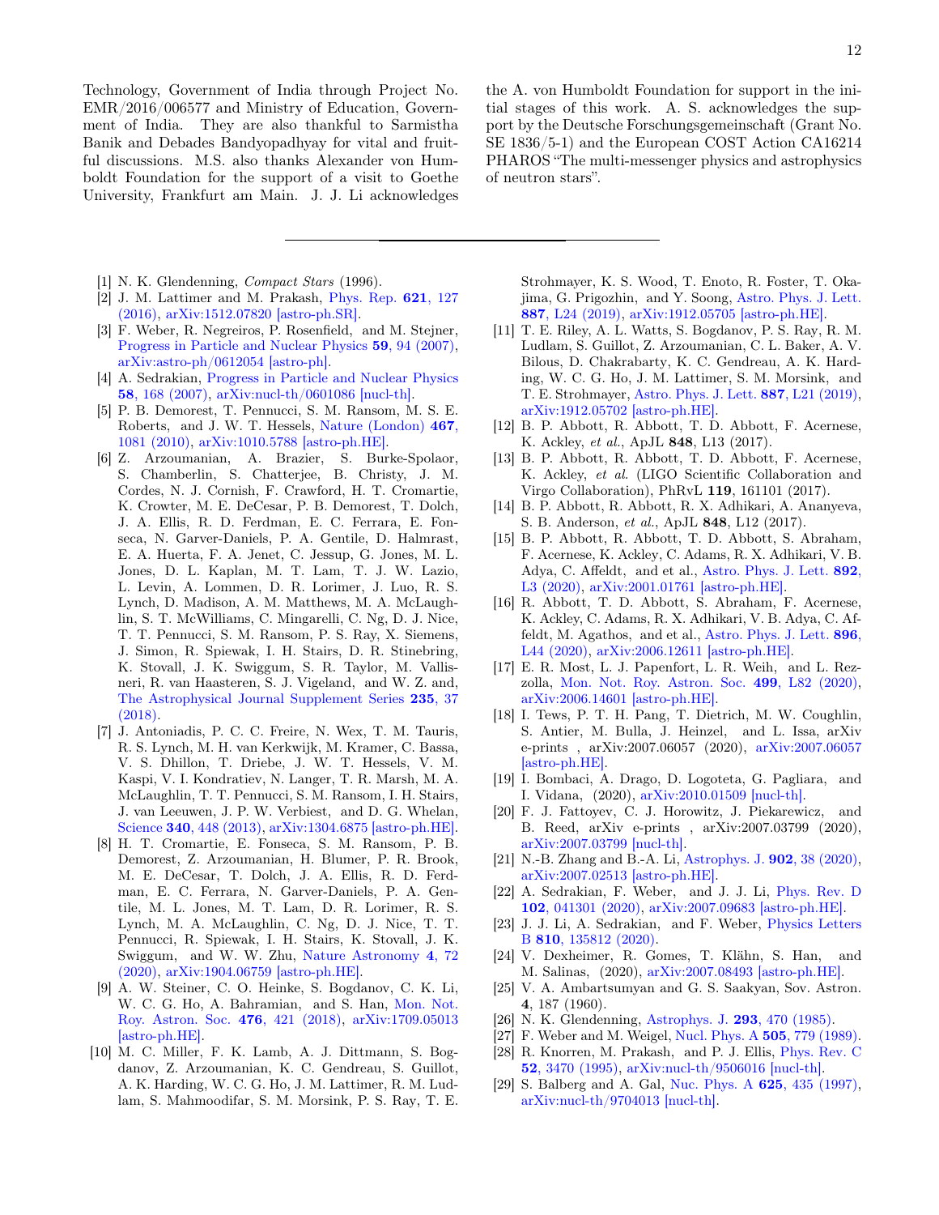Technology, Government of India through Project No. EMR/2016/006577 and Ministry of Education, Government of India. They are also thankful to Sarmistha Banik and Debades Bandyopadhyay for vital and fruitful discussions. M.S. also thanks Alexander von Humboldt Foundation for the support of a visit to Goethe University, Frankfurt am Main. J. J. Li acknowledges the A. von Humboldt Foundation for support in the initial stages of this work. A. S. acknowledges the support by the Deutsche Forschungsgemeinschaft (Grant No. SE 1836/5-1) and the European COST Action CA16214 PHAROS "The multi-messenger physics and astrophysics of neutron stars".

---

[1] N. K. Glendenning, *Compact Stars* (1996).

[2] J. M. Lattimer and M. Prakash, Phys. Rep. **621**, 127 (2016), arXiv:1512.07820 [astro-ph.SR].

[3] F. Weber, R. Negreiros, P. Rosenfield, and M. Stejner, Progress in Particle and Nuclear Physics **59**, 94 (2007), arXiv:astro-ph/0612054 [astro-ph].

[4] A. Sedrakian, Progress in Particle and Nuclear Physics **58**, 168 (2007), arXiv:nucl-th/0601086 [nucl-th].

[5] P. B. Demorest, T. Pennucci, S. M. Ransom, M. S. E. Roberts, and J. W. T. Hessels, Nature (London) **467**, 1081 (2010), arXiv:1010.5788 [astro-ph.HE].

[6] Z. Arzoumanian, A. Brazier, S. Burke-Spolaor, S. Chamberlin, S. Chatterjee, B. Christy, J. M. Cordes, N. J. Cornish, F. Crawford, H. T. Cromartie, K. Crowter, M. E. DeCesar, P. B. Demorest, T. Dolch, J. A. Ellis, R. D. Ferdman, E. C. Ferrara, E. Fonseca, N. Garver-Daniels, P. A. Gentile, D. Halmrast, E. A. Huerta, F. A. Jenet, C. Jessup, G. Jones, M. L. Jones, D. L. Kaplan, M. T. Lam, T. J. W. Lazio, L. Levin, A. Lommen, D. R. Lorimer, J. Luo, R. S. Lynch, D. Madison, A. M. Matthews, M. A. McLaughlin, S. T. McWilliams, C. Mingarelli, C. Ng, D. J. Nice, T. T. Pennucci, S. M. Ransom, P. S. Ray, X. Siemens, J. Simon, R. Spiewak, I. H. Stairs, D. R. Stinebring, K. Stovall, J. K. Swiggum, S. R. Taylor, M. Vallisneri, R. van Haasteren, S. J. Vigeland, and W. Z. and, The Astrophysical Journal Supplement Series **235**, 37 (2018).

[7] J. Antoniadis, P. C. C. Freire, N. Wex, T. M. Tauris, R. S. Lynch, M. H. van Kerkwijk, M. Kramer, C. Bassa, V. S. Dhillon, T. Driebe, J. W. T. Hessels, V. M. Kaspi, V. I. Kondratiev, N. Langer, T. R. Marsh, M. A. McLaughlin, T. T. Pennucci, S. M. Ransom, I. H. Stairs, J. van Leeuwen, J. P. W. Verbiest, and D. G. Whelan, Science **340**, 448 (2013), arXiv:1304.6875 [astro-ph.HE].

[8] H. T. Cromartie, E. Fonseca, S. M. Ransom, P. B. Demorest, Z. Arzoumanian, H. Blumer, P. R. Brook, M. E. DeCesar, T. Dolch, J. A. Ellis, R. D. Ferdman, E. C. Ferrara, N. Garver-Daniels, P. A. Gentile, M. L. Jones, M. T. Lam, D. R. Lorimer, R. S. Lynch, M. A. McLaughlin, C. Ng, D. J. Nice, T. T. Pennucci, R. Spiewak, I. H. Stairs, K. Stovall, J. K. Swiggum, and W. W. Zhu, Nature Astronomy **4**, 72 (2020), arXiv:1904.06759 [astro-ph.HE].

[9] A. W. Steiner, C. O. Heinke, S. Bogdanov, C. K. Li, W. C. G. Ho, A. Bahramian, and S. Han, Mon. Not. Roy. Astron. Soc. **476**, 421 (2018), arXiv:1709.05013 [astro-ph.HE].

[10] M. C. Miller, F. K. Lamb, A. J. Dittmann, S. Bogdanov, Z. Arzoumanian, K. C. Gendreau, S. Guillot, A. K. Harding, W. C. G. Ho, J. M. Lattimer, R. M. Ludlam, S. Mahmoodifar, S. M. Morsink, P. S. Ray, T. E. Strohmayer, K. S. Wood, T. Enoto, R. Foster, T. Okajima, G. Prigozhin, and Y. Soong, Astro. Phys. J. Lett. **887**, L24 (2019), arXiv:1912.05705 [astro-ph.HE].

[11] T. E. Riley, A. L. Watts, S. Bogdanov, P. S. Ray, R. M. Ludlam, S. Guillot, Z. Arzoumanian, C. L. Baker, A. V. Bilous, D. Chakrabarty, K. C. Gendreau, A. K. Harding, W. C. G. Ho, J. M. Lattimer, S. M. Morsink, and T. E. Strohmayer, Astro. Phys. J. Lett. **887**, L21 (2019), arXiv:1912.05702 [astro-ph.HE].

[12] B. P. Abbott, R. Abbott, T. D. Abbott, F. Acernese, K. Ackley, *et al.*, ApJL **848**, L13 (2017).

[13] B. P. Abbott, R. Abbott, T. D. Abbott, F. Acernese, K. Ackley, *et al.* (LIGO Scientific Collaboration and Virgo Collaboration), PhRvL **119**, 161101 (2017).

[14] B. P. Abbott, R. Abbott, R. X. Adhikari, A. Ananyeva, S. B. Anderson, *et al.*, ApJL **848**, L12 (2017).

[15] B. P. Abbott, R. Abbott, T. D. Abbott, S. Abraham, F. Acernese, K. Ackley, C. Adams, R. X. Adhikari, V. B. Adya, C. Affeldt, and et al., Astro. Phys. J. Lett. **892**, L3 (2020), arXiv:2001.01761 [astro-ph.HE].

[16] R. Abbott, T. D. Abbott, S. Abraham, F. Acernese, K. Ackley, C. Adams, R. X. Adhikari, V. B. Adya, C. Affeldt, M. Agathos, and et al., Astro. Phys. J. Lett. **896**, L44 (2020), arXiv:2006.12611 [astro-ph.HE].

[17] E. R. Most, L. J. Papenfort, L. R. Weih, and L. Rezzolla, Mon. Not. Roy. Astron. Soc. **499**, L82 (2020), arXiv:2006.14601 [astro-ph.HE].

[18] I. Tews, P. T. H. Pang, T. Dietrich, M. W. Coughlin, S. Antier, M. Bulla, J. Heinzel, and L. Issa, arXiv e-prints , arXiv:2007.06057 (2020), arXiv:2007.06057 [astro-ph.HE].

[19] I. Bombaci, A. Drago, D. Logoteta, G. Pagliara, and I. Vidana, (2020), arXiv:2010.01509 [nucl-th].

[20] F. J. Fattoyev, C. J. Horowitz, J. Piekarewicz, and B. Reed, arXiv e-prints , arXiv:2007.03799 (2020), arXiv:2007.03799 [nucl-th].

[21] N.-B. Zhang and B.-A. Li, Astrophys. J. **902**, 38 (2020), arXiv:2007.02513 [astro-ph.HE].

[22] A. Sedrakian, F. Weber, and J. J. Li, Phys. Rev. D **102**, 041301 (2020), arXiv:2007.09683 [astro-ph.HE].

[23] J. J. Li, A. Sedrakian, and F. Weber, Physics Letters B **810**, 135812 (2020).

[24] V. Dexheimer, R. Gomes, T. Klähn, S. Han, and M. Salinas, (2020), arXiv:2007.08493 [astro-ph.HE].

[25] V. A. Ambartsumyan and G. S. Saakyan, Sov. Astron. **4**, 187 (1960).

[26] N. K. Glendenning, Astrophys. J. **293**, 470 (1985).

[27] F. Weber and M. Weigel, Nucl. Phys. A **505**, 779 (1989).

[28] R. Knorren, M. Prakash, and P. J. Ellis, Phys. Rev. C **52**, 3470 (1995), arXiv:nucl-th/9506016 [nucl-th].

[29] S. Balberg and A. Gal, Nuc. Phys. A **625**, 435 (1997), arXiv:nucl-th/9704013 [nucl-th].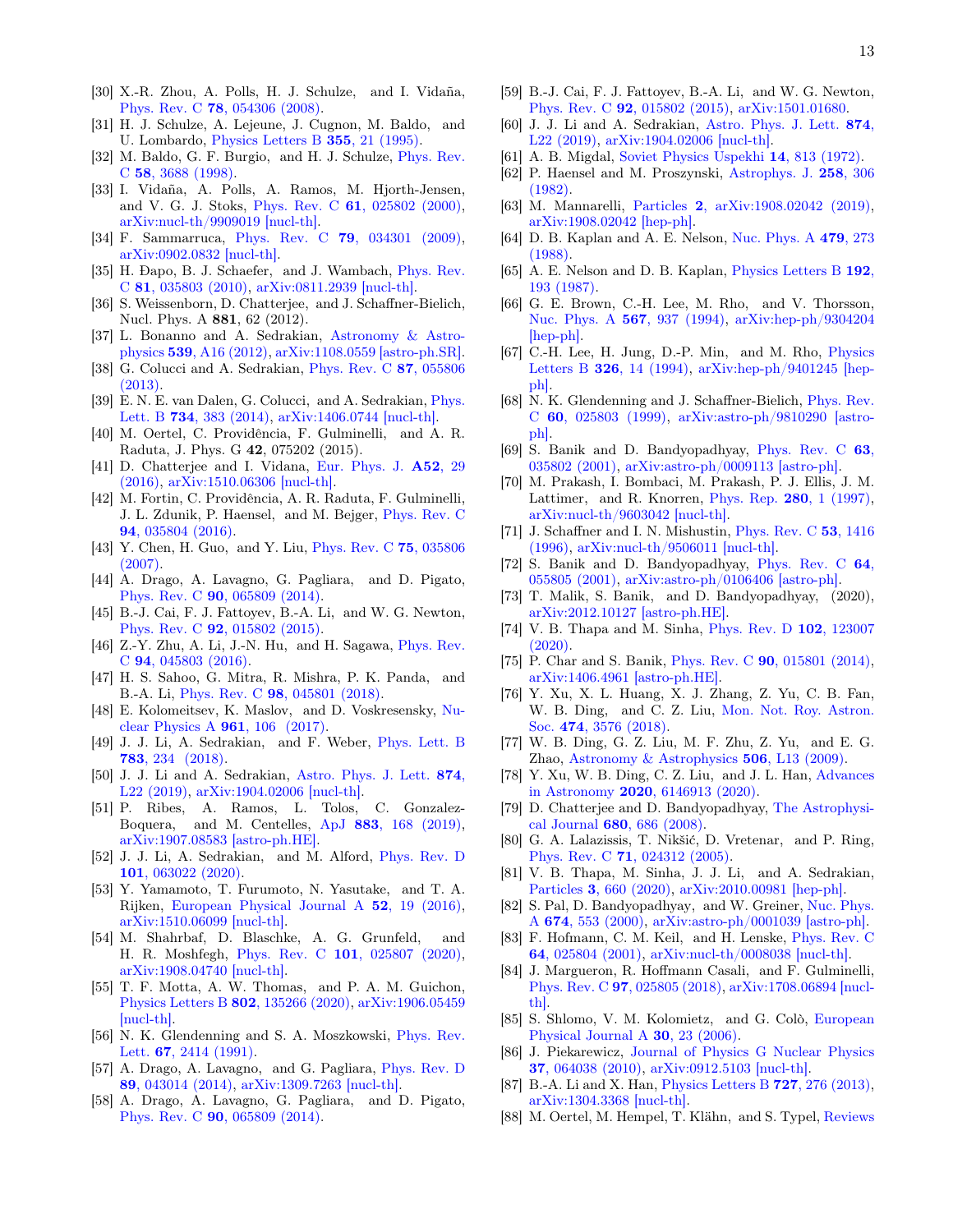[30] X.-R. Zhou, A. Polls, H. J. Schulze, and I. Vidaña, Phys. Rev. C **78**, 054306 (2008).

[31] H. J. Schulze, A. Lejeune, J. Cugnon, M. Baldo, and U. Lombardo, Physics Letters B **355**, 21 (1995).

[32] M. Baldo, G. F. Burgio, and H. J. Schulze, Phys. Rev. C **58**, 3688 (1998).

[33] I. Vidaña, A. Polls, A. Ramos, M. Hjorth-Jensen, and V. G. J. Stoks, Phys. Rev. C **61**, 025802 (2000), arXiv:nucl-th/9909019 [nucl-th].

[34] F. Sammarruca, Phys. Rev. C **79**, 034301 (2009), arXiv:0902.0832 [nucl-th].

[35] H. Đapo, B. J. Schaefer, and J. Wambach, Phys. Rev. C **81**, 035803 (2010), arXiv:0811.2939 [nucl-th].

[36] S. Weissenborn, D. Chatterjee, and J. Schaffner-Bielich, Nucl. Phys. A **881**, 62 (2012).

[37] L. Bonanno and A. Sedrakian, Astronomy & Astrophysics **539**, A16 (2012), arXiv:1108.0559 [astro-ph.SR].

[38] G. Colucci and A. Sedrakian, Phys. Rev. C **87**, 055806 (2013).

[39] E. N. E. van Dalen, G. Colucci, and A. Sedrakian, Phys. Lett. B **734**, 383 (2014), arXiv:1406.0744 [nucl-th].

[40] M. Oertel, C. Providência, F. Gulminelli, and A. R. Raduta, J. Phys. G **42**, 075202 (2015).

[41] D. Chatterjee and I. Vidana, Eur. Phys. J. **A52**, 29 (2016), arXiv:1510.06306 [nucl-th].

[42] M. Fortin, C. Providência, A. R. Raduta, F. Gulminelli, J. L. Zdunik, P. Haensel, and M. Bejger, Phys. Rev. C **94**, 035804 (2016).

[43] Y. Chen, H. Guo, and Y. Liu, Phys. Rev. C **75**, 035806 (2007).

[44] A. Drago, A. Lavagno, G. Pagliara, and D. Pigato, Phys. Rev. C **90**, 065809 (2014).

[45] B.-J. Cai, F. J. Fattoyev, B.-A. Li, and W. G. Newton, Phys. Rev. C **92**, 015802 (2015).

[46] Z.-Y. Zhu, A. Li, J.-N. Hu, and H. Sagawa, Phys. Rev. C **94**, 045803 (2016).

[47] H. S. Sahoo, G. Mitra, R. Mishra, P. K. Panda, and B.-A. Li, Phys. Rev. C **98**, 045801 (2018).

[48] E. Kolomeitsev, K. Maslov, and D. Voskresensky, Nuclear Physics A **961**, 106 (2017).

[49] J. J. Li, A. Sedrakian, and F. Weber, Phys. Lett. B **783**, 234 (2018).

[50] J. J. Li and A. Sedrakian, Astro. Phys. J. Lett. **874**, L22 (2019), arXiv:1904.02006 [nucl-th].

[51] P. Ribes, A. Ramos, L. Tolos, C. Gonzalez-Boquera, and M. Centelles, ApJ **883**, 168 (2019), arXiv:1907.08583 [astro-ph.HE].

[52] J. J. Li, A. Sedrakian, and M. Alford, Phys. Rev. D **101**, 063022 (2020).

[53] Y. Yamamoto, T. Furumoto, N. Yasutake, and T. A. Rijken, European Physical Journal A **52**, 19 (2016), arXiv:1510.06099 [nucl-th].

[54] M. Shahrbaf, D. Blaschke, A. G. Grunfeld, and H. R. Moshfegh, Phys. Rev. C **101**, 025807 (2020), arXiv:1908.04740 [nucl-th].

[55] T. F. Motta, A. W. Thomas, and P. A. M. Guichon, Physics Letters B **802**, 135266 (2020), arXiv:1906.05459 [nucl-th].

[56] N. K. Glendenning and S. A. Moszkowski, Phys. Rev. Lett. **67**, 2414 (1991).

[57] A. Drago, A. Lavagno, and G. Pagliara, Phys. Rev. D **89**, 043014 (2014), arXiv:1309.7263 [nucl-th].

[58] A. Drago, A. Lavagno, G. Pagliara, and D. Pigato, Phys. Rev. C **90**, 065809 (2014).

[59] B.-J. Cai, F. J. Fattoyev, B.-A. Li, and W. G. Newton, Phys. Rev. C **92**, 015802 (2015), arXiv:1501.01680.

[60] J. J. Li and A. Sedrakian, Astro. Phys. J. Lett. **874**, L22 (2019), arXiv:1904.02006 [nucl-th].

[61] A. B. Migdal, Soviet Physics Uspekhi **14**, 813 (1972).

[62] P. Haensel and M. Proszynski, Astrophys. J. **258**, 306 (1982).

[63] M. Mannarelli, Particles **2**, arXiv:1908.02042 (2019), arXiv:1908.02042 [hep-ph].

[64] D. B. Kaplan and A. E. Nelson, Nuc. Phys. A **479**, 273 (1988).

[65] A. E. Nelson and D. B. Kaplan, Physics Letters B **192**, 193 (1987).

[66] G. E. Brown, C.-H. Lee, M. Rho, and V. Thorsson, Nuc. Phys. A **567**, 937 (1994), arXiv:hep-ph/9304204 [hep-ph].

[67] C.-H. Lee, H. Jung, D.-P. Min, and M. Rho, Physics Letters B **326**, 14 (1994), arXiv:hep-ph/9401245 [hep-ph].

[68] N. K. Glendenning and J. Schaffner-Bielich, Phys. Rev. C **60**, 025803 (1999), arXiv:astro-ph/9810290 [astro-ph].

[69] S. Banik and D. Bandyopadhyay, Phys. Rev. C **63**, 035802 (2001), arXiv:astro-ph/0009113 [astro-ph].

[70] M. Prakash, I. Bombaci, M. Prakash, P. J. Ellis, J. M. Lattimer, and R. Knorren, Phys. Rep. **280**, 1 (1997), arXiv:nucl-th/9603042 [nucl-th].

[71] J. Schaffner and I. N. Mishustin, Phys. Rev. C **53**, 1416 (1996), arXiv:nucl-th/9506011 [nucl-th].

[72] S. Banik and D. Bandyopadhyay, Phys. Rev. C **64**, 055805 (2001), arXiv:astro-ph/0106406 [astro-ph].

[73] T. Malik, S. Banik, and D. Bandyopadhyay, (2020), arXiv:2012.10127 [astro-ph.HE].

[74] V. B. Thapa and M. Sinha, Phys. Rev. D **102**, 123007 (2020).

[75] P. Char and S. Banik, Phys. Rev. C **90**, 015801 (2014), arXiv:1406.4961 [astro-ph.HE].

[76] Y. Xu, X. L. Huang, X. J. Zhang, Z. Yu, C. B. Fan, W. B. Ding, and C. Z. Liu, Mon. Not. Roy. Astron. Soc. **474**, 3576 (2018).

[77] W. B. Ding, G. Z. Liu, M. F. Zhu, Z. Yu, and E. G. Zhao, Astronomy & Astrophysics **506**, L13 (2009).

[78] Y. Xu, W. B. Ding, C. Z. Liu, and J. L. Han, Advances in Astronomy **2020**, 6146913 (2020).

[79] D. Chatterjee and D. Bandyopadhyay, The Astrophysical Journal **680**, 686 (2008).

[80] G. A. Lalazissis, T. Nikšić, D. Vretenar, and P. Ring, Phys. Rev. C **71**, 024312 (2005).

[81] V. B. Thapa, M. Sinha, J. J. Li, and A. Sedrakian, Particles **3**, 660 (2020), arXiv:2010.00981 [hep-ph].

[82] S. Pal, D. Bandyopadhyay, and W. Greiner, Nuc. Phys. A **674**, 553 (2000), arXiv:astro-ph/0001039 [astro-ph].

[83] F. Hofmann, C. M. Keil, and H. Lenske, Phys. Rev. C **64**, 025804 (2001), arXiv:nucl-th/0008038 [nucl-th].

[84] J. Margueron, R. Hoffmann Casali, and F. Gulminelli, Phys. Rev. C **97**, 025805 (2018), arXiv:1708.06894 [nucl-th].

[85] S. Shlomo, V. M. Kolomietz, and G. Colò, European Physical Journal A **30**, 23 (2006).

[86] J. Piekarewicz, Journal of Physics G Nuclear Physics **37**, 064038 (2010), arXiv:0912.5103 [nucl-th].

[87] B.-A. Li and X. Han, Physics Letters B **727**, 276 (2013), arXiv:1304.3368 [nucl-th].

[88] M. Oertel, M. Hempel, T. Klähn, and S. Typel, Reviews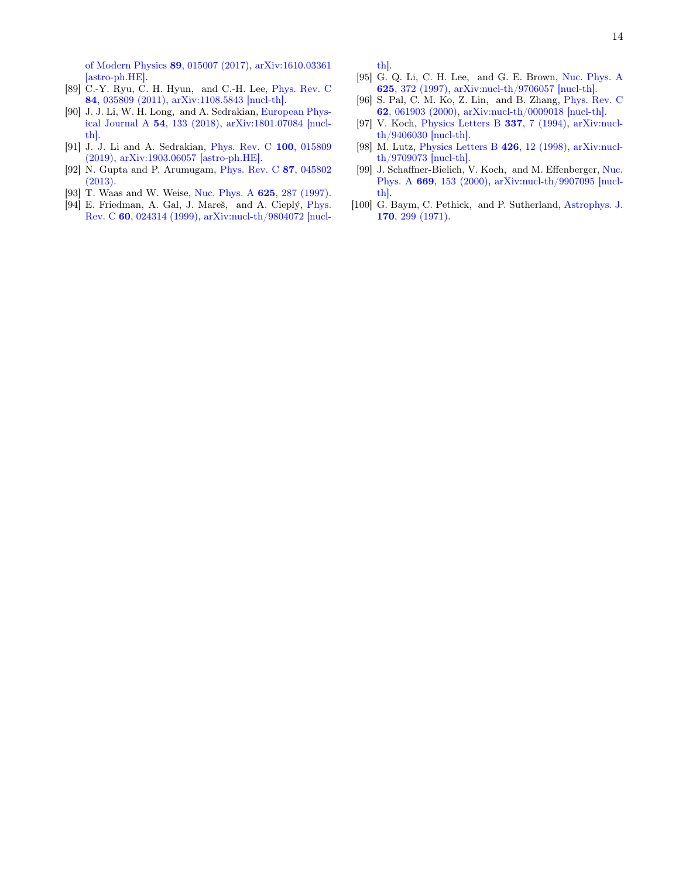of Modern Physics **89**, 015007 (2017), arXiv:1610.03361 [astro-ph.HE].

[89] C.-Y. Ryu, C. H. Hyun, and C.-H. Lee, Phys. Rev. C **84**, 035809 (2011), arXiv:1108.5843 [nucl-th].

[90] J. J. Li, W. H. Long, and A. Sedrakian, European Physical Journal A **54**, 133 (2018), arXiv:1801.07084 [nucl-th].

[91] J. J. Li and A. Sedrakian, Phys. Rev. C **100**, 015809 (2019), arXiv:1903.06057 [astro-ph.HE].

[92] N. Gupta and P. Arumugam, Phys. Rev. C **87**, 045802 (2013).

[93] T. Waas and W. Weise, Nuc. Phys. A **625**, 287 (1997).

[94] E. Friedman, A. Gal, J. Mareš, and A. Cieplý, Phys. Rev. C **60**, 024314 (1999), arXiv:nucl-th/9804072 [nucl-th].

[95] G. Q. Li, C. H. Lee, and G. E. Brown, Nuc. Phys. A **625**, 372 (1997), arXiv:nucl-th/9706057 [nucl-th].

[96] S. Pal, C. M. Ko, Z. Lin, and B. Zhang, Phys. Rev. C **62**, 061903 (2000), arXiv:nucl-th/0009018 [nucl-th].

[97] V. Koch, Physics Letters B **337**, 7 (1994), arXiv:nucl-th/9406030 [nucl-th].

[98] M. Lutz, Physics Letters B **426**, 12 (1998), arXiv:nucl-th/9709073 [nucl-th].

[99] J. Schaffner-Bielich, V. Koch, and M. Effenberger, Nuc. Phys. A **669**, 153 (2000), arXiv:nucl-th/9907095 [nucl-th].

[100] G. Baym, C. Pethick, and P. Sutherland, Astrophys. J. **170**, 299 (1971).